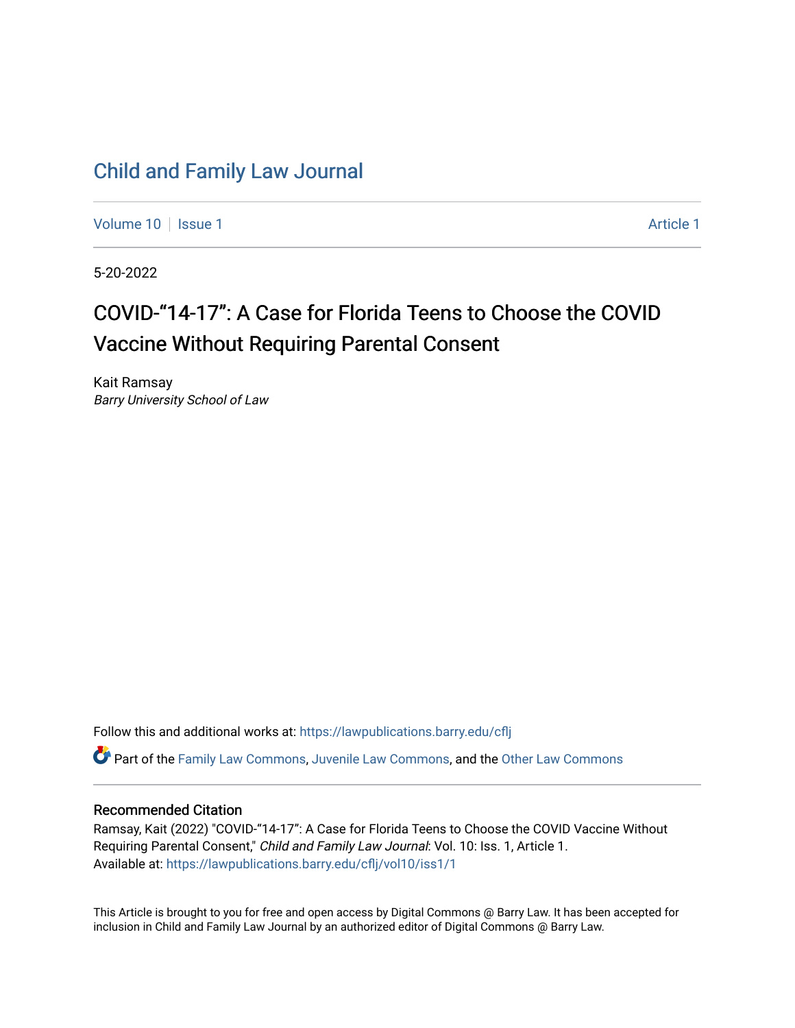# Child and Family Law Journal

Volume 10 | Issue 1 | Article 1

5-20-2022

## COVID-"14-17": A Case for Florida Teens to Choose the COVID Vaccine Without Requiring Parental Consent

Kait Ramsay
*Barry University School of Law*

Follow this and additional works at: https://lawpublications.barry.edu/cflj

Part of the Family Law Commons, Juvenile Law Commons, and the Other Law Commons

### Recommended Citation

Ramsay, Kait (2022) "COVID-"14-17": A Case for Florida Teens to Choose the COVID Vaccine Without Requiring Parental Consent," *Child and Family Law Journal*: Vol. 10: Iss. 1, Article 1.
Available at: https://lawpublications.barry.edu/cflj/vol10/iss1/1

This Article is brought to you for free and open access by Digital Commons @ Barry Law. It has been accepted for inclusion in Child and Family Law Journal by an authorized editor of Digital Commons @ Barry Law.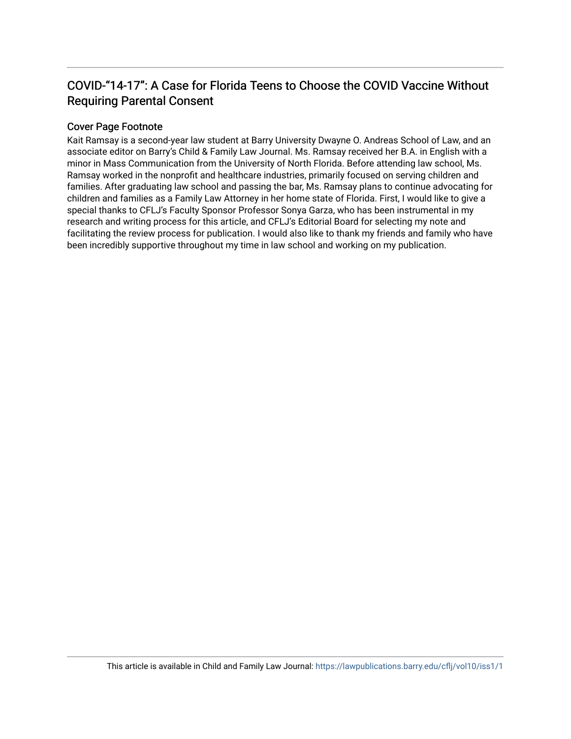# COVID-“14-17”: A Case for Florida Teens to Choose the COVID Vaccine Without Requiring Parental Consent

## Cover Page Footnote

Kait Ramsay is a second-year law student at Barry University Dwayne O. Andreas School of Law, and an associate editor on Barry's Child & Family Law Journal. Ms. Ramsay received her B.A. in English with a minor in Mass Communication from the University of North Florida. Before attending law school, Ms. Ramsay worked in the nonprofit and healthcare industries, primarily focused on serving children and families. After graduating law school and passing the bar, Ms. Ramsay plans to continue advocating for children and families as a Family Law Attorney in her home state of Florida. First, I would like to give a special thanks to CFLJ's Faculty Sponsor Professor Sonya Garza, who has been instrumental in my research and writing process for this article, and CFLJ's Editorial Board for selecting my note and facilitating the review process for publication. I would also like to thank my friends and family who have been incredibly supportive throughout my time in law school and working on my publication.

This article is available in Child and Family Law Journal: https://lawpublications.barry.edu/cflj/vol10/iss1/1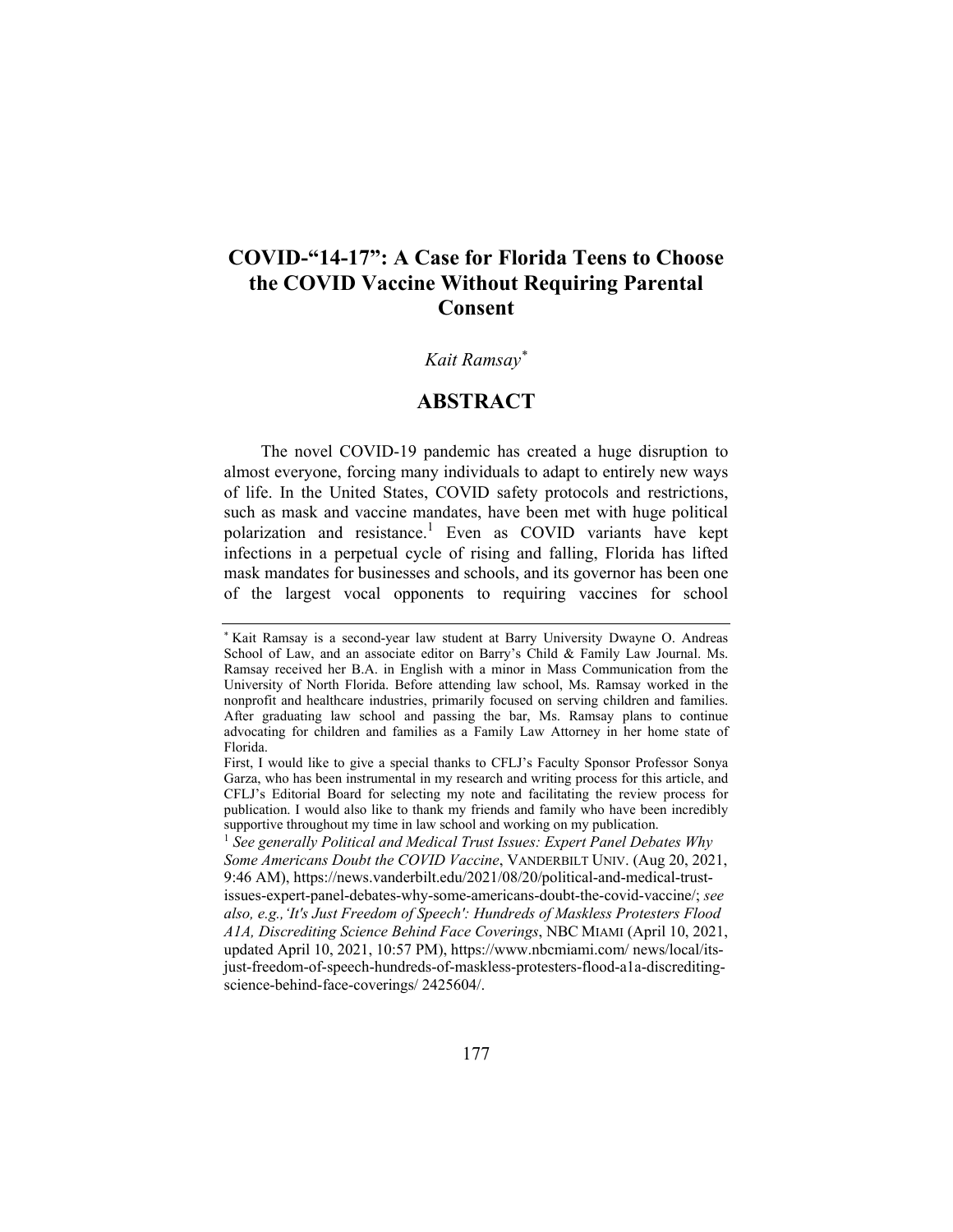# COVID-"14-17": A Case for Florida Teens to Choose the COVID Vaccine Without Requiring Parental Consent

*Kait Ramsay*[*]

## ABSTRACT

The novel COVID-19 pandemic has created a huge disruption to almost everyone, forcing many individuals to adapt to entirely new ways of life. In the United States, COVID safety protocols and restrictions, such as mask and vaccine mandates, have been met with huge political polarization and resistance.[1] Even as COVID variants have kept infections in a perpetual cycle of rising and falling, Florida has lifted mask mandates for businesses and schools, and its governor has been one of the largest vocal opponents to requiring vaccines for school

---

[*] Kait Ramsay is a second-year law student at Barry University Dwayne O. Andreas School of Law, and an associate editor on Barry's Child & Family Law Journal. Ms. Ramsay received her B.A. in English with a minor in Mass Communication from the University of North Florida. Before attending law school, Ms. Ramsay worked in the nonprofit and healthcare industries, primarily focused on serving children and families. After graduating law school and passing the bar, Ms. Ramsay plans to continue advocating for children and families as a Family Law Attorney in her home state of Florida.

First, I would like to give a special thanks to CFLJ's Faculty Sponsor Professor Sonya Garza, who has been instrumental in my research and writing process for this article, and CFLJ's Editorial Board for selecting my note and facilitating the review process for publication. I would also like to thank my friends and family who have been incredibly supportive throughout my time in law school and working on my publication.

[1] *See generally Political and Medical Trust Issues: Expert Panel Debates Why Some Americans Doubt the COVID Vaccine*, VANDERBILT UNIV. (Aug 20, 2021, 9:46 AM), https://news.vanderbilt.edu/2021/08/20/political-and-medical-trust-issues-expert-panel-debates-why-some-americans-doubt-the-covid-vaccine/; *see also, e.g.,'It's Just Freedom of Speech': Hundreds of Maskless Protesters Flood A1A, Discrediting Science Behind Face Coverings*, NBC MIAMI (April 10, 2021, updated April 10, 2021, 10:57 PM), https://www.nbcmiami.com/ news/local/its-just-freedom-of-speech-hundreds-of-maskless-protesters-flood-a1a-discrediting-science-behind-face-coverings/ 2425604/.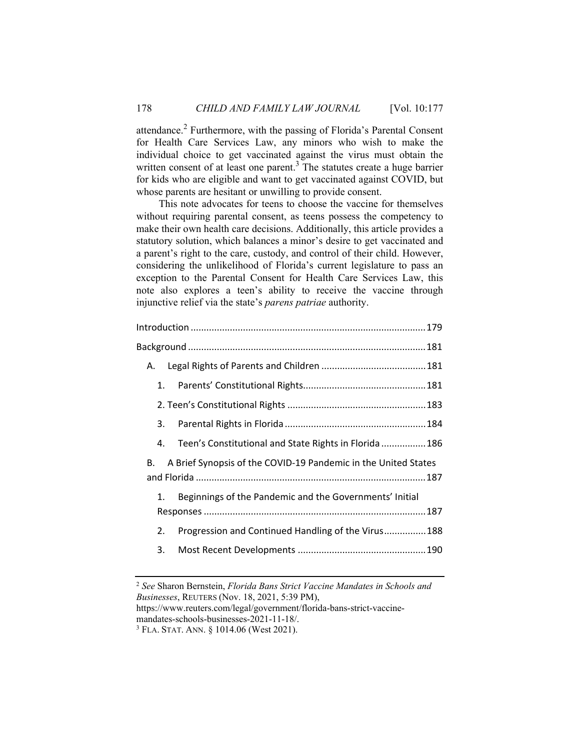attendance.[2] Furthermore, with the passing of Florida's Parental Consent for Health Care Services Law, any minors who wish to make the individual choice to get vaccinated against the virus must obtain the written consent of at least one parent.[3] The statutes create a huge barrier for kids who are eligible and want to get vaccinated against COVID, but whose parents are hesitant or unwilling to provide consent.

This note advocates for teens to choose the vaccine for themselves without requiring parental consent, as teens possess the competency to make their own health care decisions. Additionally, this article provides a statutory solution, which balances a minor's desire to get vaccinated and a parent's right to the care, custody, and control of their child. However, considering the unlikelihood of Florida's current legislature to pass an exception to the Parental Consent for Health Care Services Law, this note also explores a teen's ability to receive the vaccine through injunctive relief via the state's *parens patriae* authority.

Introduction ........................................................................................ 179

Background ......................................................................................... 181

- A. Legal Rights of Parents and Children ........................................ 181
  - 1. Parents' Constitutional Rights............................................... 181
  - 2. Teen's Constitutional Rights .................................................... 183
  - 3. Parental Rights in Florida ...................................................... 184
  - 4. Teen's Constitutional and State Rights in Florida ................. 186
- B. A Brief Synopsis of the COVID-19 Pandemic in the United States and Florida ...................................................................................... 187
  - 1. Beginnings of the Pandemic and the Governments' Initial Responses ................................................................................... 187
  - 2. Progression and Continued Handling of the Virus................ 188
  - 3. Most Recent Developments ................................................. 190

---

[2] *See* Sharon Bernstein, *Florida Bans Strict Vaccine Mandates in Schools and Businesses*, REUTERS (Nov. 18, 2021, 5:39 PM), https://www.reuters.com/legal/government/florida-bans-strict-vaccine-mandates-schools-businesses-2021-11-18/.

[3] FLA. STAT. ANN. § 1014.06 (West 2021).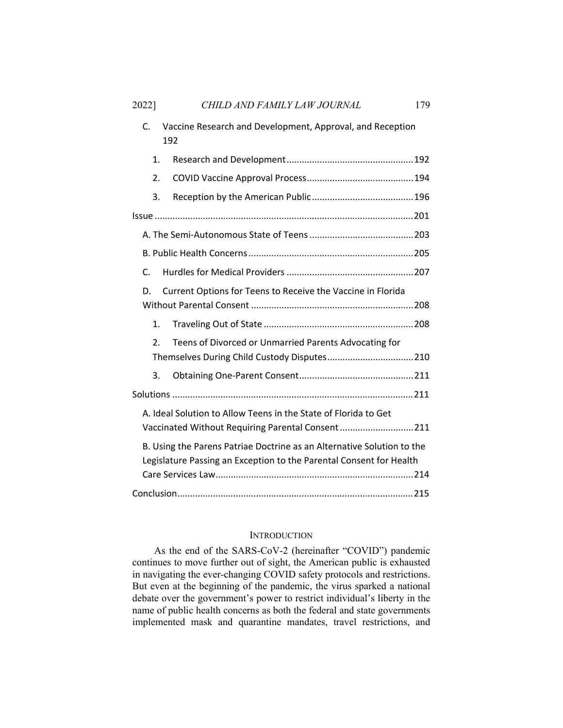C. Vaccine Research and Development, Approval, and Reception 192

1. Research and Development ... 192
2. COVID Vaccine Approval Process ... 194
3. Reception by the American Public ... 196

Issue ... 201

A. The Semi-Autonomous State of Teens ... 203

B. Public Health Concerns ... 205

C. Hurdles for Medical Providers ... 207

D. Current Options for Teens to Receive the Vaccine in Florida Without Parental Consent ... 208

1. Traveling Out of State ... 208
2. Teens of Divorced or Unmarried Parents Advocating for Themselves During Child Custody Disputes ... 210
3. Obtaining One-Parent Consent ... 211

Solutions ... 211

A. Ideal Solution to Allow Teens in the State of Florida to Get Vaccinated Without Requiring Parental Consent ... 211

B. Using the Parens Patriae Doctrine as an Alternative Solution to the Legislature Passing an Exception to the Parental Consent for Health Care Services Law ... 214

Conclusion ... 215

## INTRODUCTION

As the end of the SARS-CoV-2 (hereinafter "COVID") pandemic continues to move further out of sight, the American public is exhausted in navigating the ever-changing COVID safety protocols and restrictions. But even at the beginning of the pandemic, the virus sparked a national debate over the government's power to restrict individual's liberty in the name of public health concerns as both the federal and state governments implemented mask and quarantine mandates, travel restrictions, and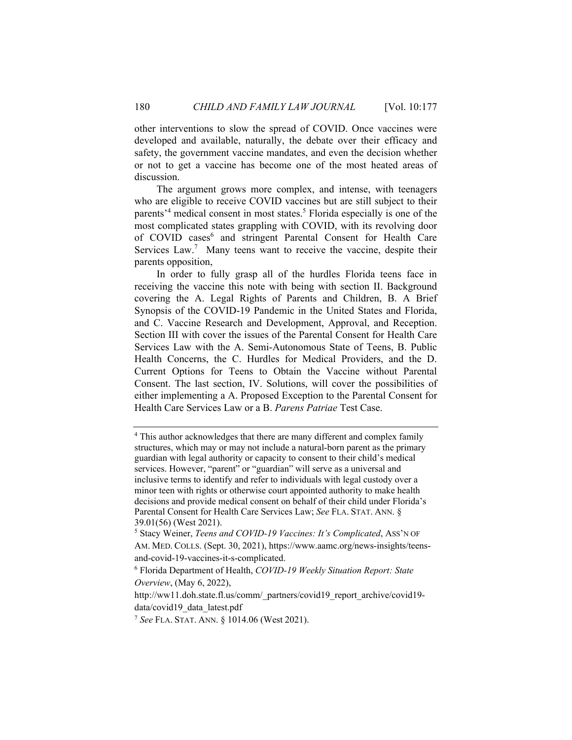other interventions to slow the spread of COVID. Once vaccines were developed and available, naturally, the debate over their efficacy and safety, the government vaccine mandates, and even the decision whether or not to get a vaccine has become one of the most heated areas of discussion.

The argument grows more complex, and intense, with teenagers who are eligible to receive COVID vaccines but are still subject to their parents'[4] medical consent in most states.[5] Florida especially is one of the most complicated states grappling with COVID, with its revolving door of COVID cases[6] and stringent Parental Consent for Health Care Services Law.[7] Many teens want to receive the vaccine, despite their parents opposition,

In order to fully grasp all of the hurdles Florida teens face in receiving the vaccine this note with being with section II. Background covering the A. Legal Rights of Parents and Children, B. A Brief Synopsis of the COVID-19 Pandemic in the United States and Florida, and C. Vaccine Research and Development, Approval, and Reception. Section III with cover the issues of the Parental Consent for Health Care Services Law with the A. Semi-Autonomous State of Teens, B. Public Health Concerns, the C. Hurdles for Medical Providers, and the D. Current Options for Teens to Obtain the Vaccine without Parental Consent. The last section, IV. Solutions, will cover the possibilities of either implementing a A. Proposed Exception to the Parental Consent for Health Care Services Law or a B. *Parens Patriae* Test Case.

---

[4] This author acknowledges that there are many different and complex family structures, which may or may not include a natural-born parent as the primary guardian with legal authority or capacity to consent to their child's medical services. However, "parent" or "guardian" will serve as a universal and inclusive terms to identify and refer to individuals with legal custody over a minor teen with rights or otherwise court appointed authority to make health decisions and provide medical consent on behalf of their child under Florida's Parental Consent for Health Care Services Law; *See* FLA. STAT. ANN. § 39.01(56) (West 2021).

[5] Stacy Weiner, *Teens and COVID-19 Vaccines: It's Complicated*, ASS'N OF AM. MED. COLLS. (Sept. 30, 2021), https://www.aamc.org/news-insights/teens-and-covid-19-vaccines-it-s-complicated.

[6] Florida Department of Health, *COVID-19 Weekly Situation Report: State Overview*, (May 6, 2022), http://ww11.doh.state.fl.us/comm/_partners/covid19_report_archive/covid19-data/covid19_data_latest.pdf

[7] *See* FLA. STAT. ANN. § 1014.06 (West 2021).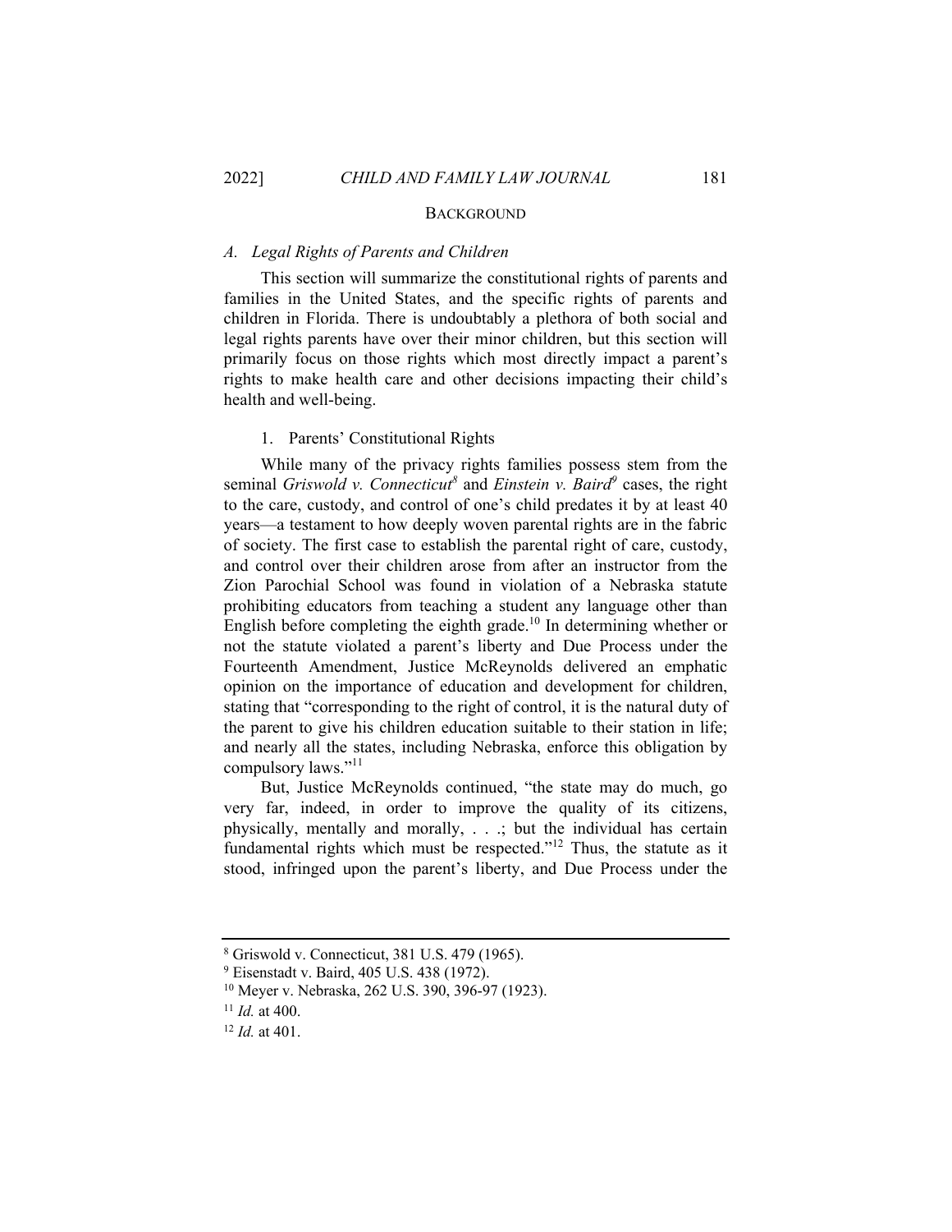## BACKGROUND

### *A. Legal Rights of Parents and Children*

This section will summarize the constitutional rights of parents and families in the United States, and the specific rights of parents and children in Florida. There is undoubtably a plethora of both social and legal rights parents have over their minor children, but this section will primarily focus on those rights which most directly impact a parent's rights to make health care and other decisions impacting their child's health and well-being.

#### 1. Parents' Constitutional Rights

While many of the privacy rights families possess stem from the seminal *Griswold v. Connecticut*[8] and *Einstein v. Baird*[9] cases, the right to the care, custody, and control of one's child predates it by at least 40 years—a testament to how deeply woven parental rights are in the fabric of society. The first case to establish the parental right of care, custody, and control over their children arose from after an instructor from the Zion Parochial School was found in violation of a Nebraska statute prohibiting educators from teaching a student any language other than English before completing the eighth grade.[10] In determining whether or not the statute violated a parent's liberty and Due Process under the Fourteenth Amendment, Justice McReynolds delivered an emphatic opinion on the importance of education and development for children, stating that "corresponding to the right of control, it is the natural duty of the parent to give his children education suitable to their station in life; and nearly all the states, including Nebraska, enforce this obligation by compulsory laws."[11]

But, Justice McReynolds continued, "the state may do much, go very far, indeed, in order to improve the quality of its citizens, physically, mentally and morally, . . .; but the individual has certain fundamental rights which must be respected."[12] Thus, the statute as it stood, infringed upon the parent's liberty, and Due Process under the

---

[8] Griswold v. Connecticut, 381 U.S. 479 (1965).

[9] Eisenstadt v. Baird, 405 U.S. 438 (1972).

[10] Meyer v. Nebraska, 262 U.S. 390, 396-97 (1923).

[11] *Id.* at 400.

[12] *Id.* at 401.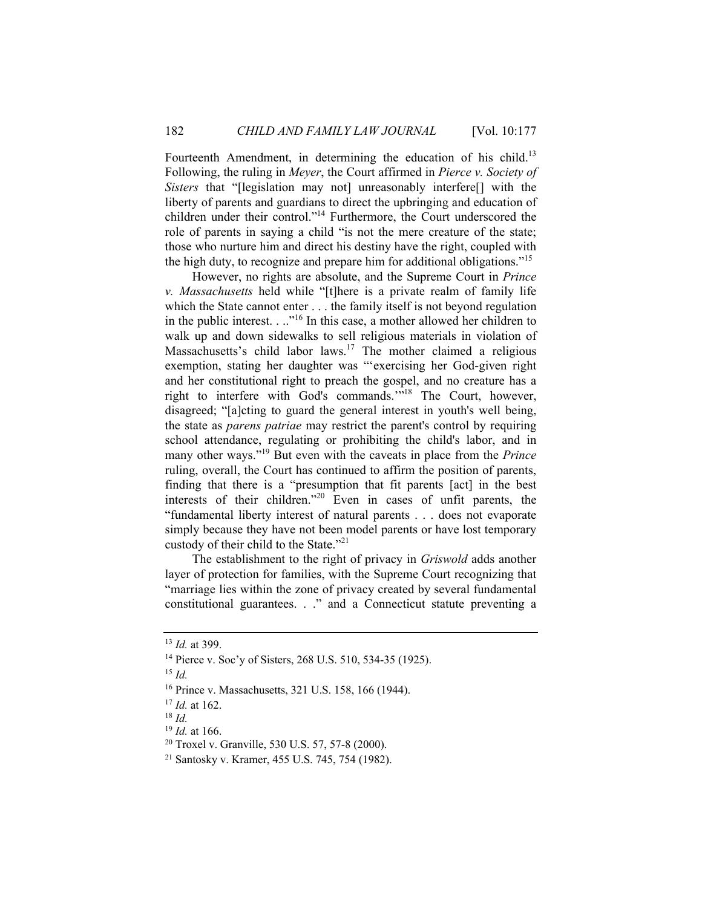Fourteenth Amendment, in determining the education of his child.[13] Following, the ruling in *Meyer*, the Court affirmed in *Pierce v. Society of Sisters* that "[legislation may not] unreasonably interfere[] with the liberty of parents and guardians to direct the upbringing and education of children under their control."[14] Furthermore, the Court underscored the role of parents in saying a child "is not the mere creature of the state; those who nurture him and direct his destiny have the right, coupled with the high duty, to recognize and prepare him for additional obligations."[15]

However, no rights are absolute, and the Supreme Court in *Prince v. Massachusetts* held while "[t]here is a private realm of family life which the State cannot enter . . . the family itself is not beyond regulation in the public interest. . .."[16] In this case, a mother allowed her children to walk up and down sidewalks to sell religious materials in violation of Massachusetts's child labor laws.[17] The mother claimed a religious exemption, stating her daughter was "'exercising her God-given right and her constitutional right to preach the gospel, and no creature has a right to interfere with God's commands.'"[18] The Court, however, disagreed; "[a]cting to guard the general interest in youth's well being, the state as *parens patriae* may restrict the parent's control by requiring school attendance, regulating or prohibiting the child's labor, and in many other ways."[19] But even with the caveats in place from the *Prince* ruling, overall, the Court has continued to affirm the position of parents, finding that there is a "presumption that fit parents [act] in the best interests of their children."[20] Even in cases of unfit parents, the "fundamental liberty interest of natural parents . . . does not evaporate simply because they have not been model parents or have lost temporary custody of their child to the State."[21]

The establishment to the right of privacy in *Griswold* adds another layer of protection for families, with the Supreme Court recognizing that "marriage lies within the zone of privacy created by several fundamental constitutional guarantees. . ." and a Connecticut statute preventing a

---

[13] *Id.* at 399.

[14] Pierce v. Soc'y of Sisters, 268 U.S. 510, 534-35 (1925).

[15] *Id.*

[16] Prince v. Massachusetts, 321 U.S. 158, 166 (1944).

[17] *Id.* at 162.

[18] *Id.*

[19] *Id.* at 166.

[20] Troxel v. Granville, 530 U.S. 57, 57-8 (2000).

[21] Santosky v. Kramer, 455 U.S. 745, 754 (1982).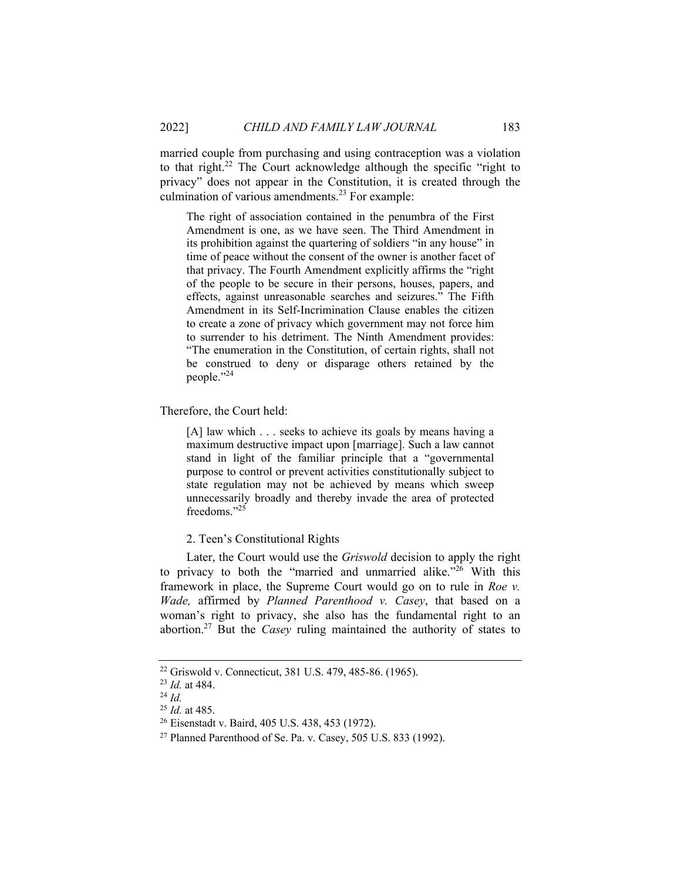married couple from purchasing and using contraception was a violation to that right.[22] The Court acknowledge although the specific "right to privacy" does not appear in the Constitution, it is created through the culmination of various amendments.[23] For example:

> The right of association contained in the penumbra of the First Amendment is one, as we have seen. The Third Amendment in its prohibition against the quartering of soldiers "in any house" in time of peace without the consent of the owner is another facet of that privacy. The Fourth Amendment explicitly affirms the "right of the people to be secure in their persons, houses, papers, and effects, against unreasonable searches and seizures." The Fifth Amendment in its Self-Incrimination Clause enables the citizen to create a zone of privacy which government may not force him to surrender to his detriment. The Ninth Amendment provides: "The enumeration in the Constitution, of certain rights, shall not be construed to deny or disparage others retained by the people."[24]

Therefore, the Court held:

> [A] law which . . . seeks to achieve its goals by means having a maximum destructive impact upon [marriage]. Such a law cannot stand in light of the familiar principle that a "governmental purpose to control or prevent activities constitutionally subject to state regulation may not be achieved by means which sweep unnecessarily broadly and thereby invade the area of protected freedoms."[25]

### 2. Teen's Constitutional Rights

Later, the Court would use the *Griswold* decision to apply the right to privacy to both the "married and unmarried alike."[26] With this framework in place, the Supreme Court would go on to rule in *Roe v. Wade,* affirmed by *Planned Parenthood v. Casey*, that based on a woman's right to privacy, she also has the fundamental right to an abortion.[27] But the *Casey* ruling maintained the authority of states to

---

[22] Griswold v. Connecticut, 381 U.S. 479, 485-86. (1965).

[23] *Id.* at 484.

[24] *Id.*

[25] *Id.* at 485.

[26] Eisenstadt v. Baird, 405 U.S. 438, 453 (1972).

[27] Planned Parenthood of Se. Pa. v. Casey, 505 U.S. 833 (1992).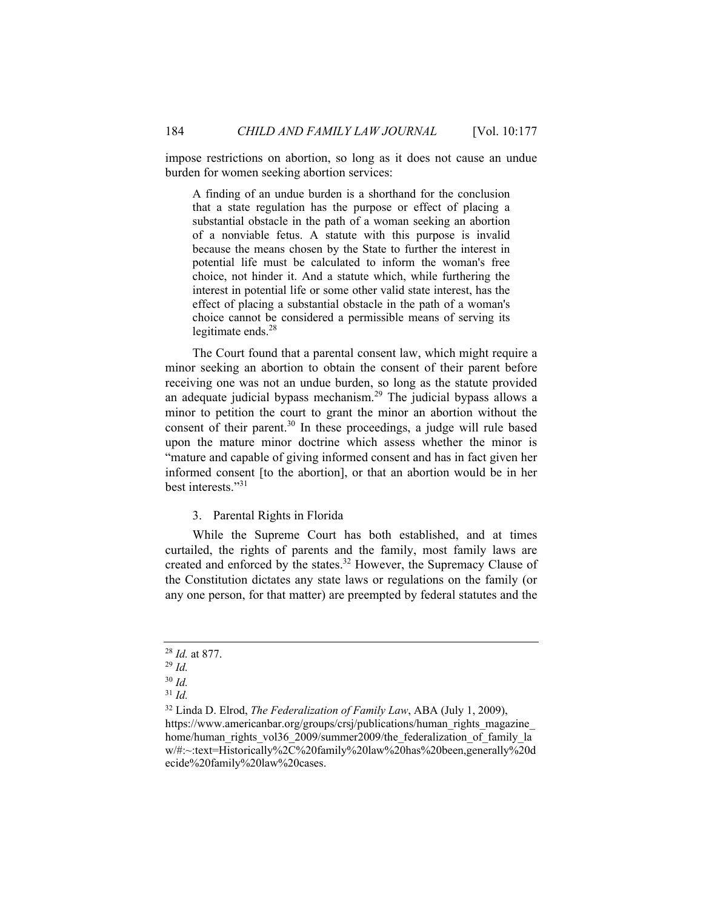impose restrictions on abortion, so long as it does not cause an undue burden for women seeking abortion services:

> A finding of an undue burden is a shorthand for the conclusion that a state regulation has the purpose or effect of placing a substantial obstacle in the path of a woman seeking an abortion of a nonviable fetus. A statute with this purpose is invalid because the means chosen by the State to further the interest in potential life must be calculated to inform the woman's free choice, not hinder it. And a statute which, while furthering the interest in potential life or some other valid state interest, has the effect of placing a substantial obstacle in the path of a woman's choice cannot be considered a permissible means of serving its legitimate ends.[28]

The Court found that a parental consent law, which might require a minor seeking an abortion to obtain the consent of their parent before receiving one was not an undue burden, so long as the statute provided an adequate judicial bypass mechanism.[29] The judicial bypass allows a minor to petition the court to grant the minor an abortion without the consent of their parent.[30] In these proceedings, a judge will rule based upon the mature minor doctrine which assess whether the minor is "mature and capable of giving informed consent and has in fact given her informed consent [to the abortion], or that an abortion would be in her best interests."[31]

### 3. Parental Rights in Florida

While the Supreme Court has both established, and at times curtailed, the rights of parents and the family, most family laws are created and enforced by the states.[32] However, the Supremacy Clause of the Constitution dictates any state laws or regulations on the family (or any one person, for that matter) are preempted by federal statutes and the

---

[28] *Id.* at 877.

[29] *Id.*

[30] *Id.*

[31] *Id.*

[32] Linda D. Elrod, *The Federalization of Family Law*, ABA (July 1, 2009), https://www.americanbar.org/groups/crsj/publications/human_rights_magazine_home/human_rights_vol36_2009/summer2009/the_federalization_of_family_law/#:~:text=Historically%2C%20family%20law%20has%20been,generally%20decide%20family%20law%20cases.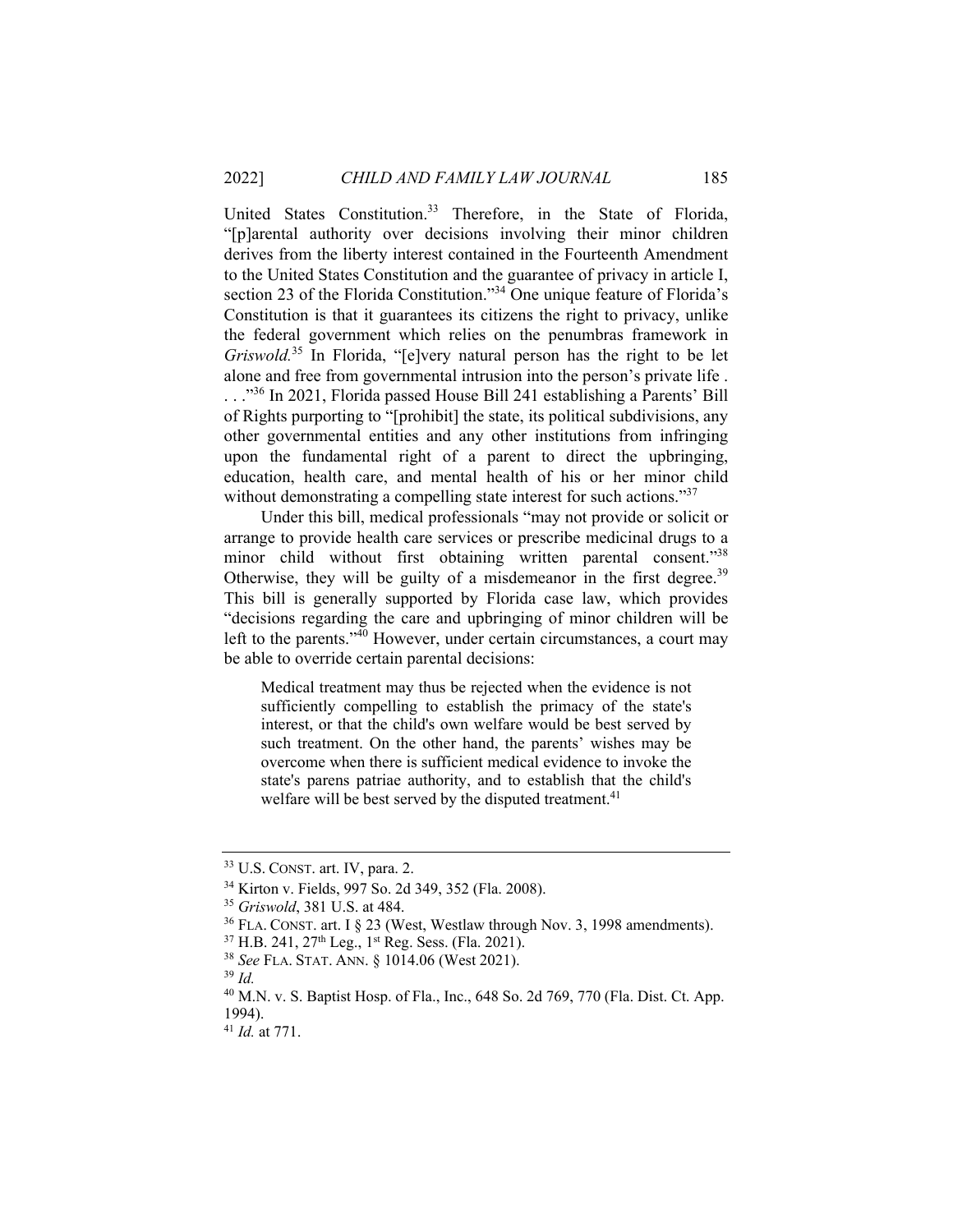United States Constitution.[33] Therefore, in the State of Florida, "[p]arental authority over decisions involving their minor children derives from the liberty interest contained in the Fourteenth Amendment to the United States Constitution and the guarantee of privacy in article I, section 23 of the Florida Constitution."[34] One unique feature of Florida's Constitution is that it guarantees its citizens the right to privacy, unlike the federal government which relies on the penumbras framework in *Griswold.*[35] In Florida, "[e]very natural person has the right to be let alone and free from governmental intrusion into the person's private life . . . ."[36] In 2021, Florida passed House Bill 241 establishing a Parents' Bill of Rights purporting to "[prohibit] the state, its political subdivisions, any other governmental entities and any other institutions from infringing upon the fundamental right of a parent to direct the upbringing, education, health care, and mental health of his or her minor child without demonstrating a compelling state interest for such actions."[37]

Under this bill, medical professionals "may not provide or solicit or arrange to provide health care services or prescribe medicinal drugs to a minor child without first obtaining written parental consent."[38] Otherwise, they will be guilty of a misdemeanor in the first degree.[39] This bill is generally supported by Florida case law, which provides "decisions regarding the care and upbringing of minor children will be left to the parents."[40] However, under certain circumstances, a court may be able to override certain parental decisions:

> Medical treatment may thus be rejected when the evidence is not sufficiently compelling to establish the primacy of the state's interest, or that the child's own welfare would be best served by such treatment. On the other hand, the parents' wishes may be overcome when there is sufficient medical evidence to invoke the state's parens patriae authority, and to establish that the child's welfare will be best served by the disputed treatment.[41]

---

[33] U.S. CONST. art. IV, para. 2.

[34] Kirton v. Fields, 997 So. 2d 349, 352 (Fla. 2008).

[35] *Griswold*, 381 U.S. at 484.

[36] FLA. CONST. art. I § 23 (West, Westlaw through Nov. 3, 1998 amendments).

[37] H.B. 241, 27th Leg., 1st Reg. Sess. (Fla. 2021).

[38] *See* FLA. STAT. ANN. § 1014.06 (West 2021).

[39] *Id.*

[40] M.N. v. S. Baptist Hosp. of Fla., Inc., 648 So. 2d 769, 770 (Fla. Dist. Ct. App. 1994).

[41] *Id.* at 771.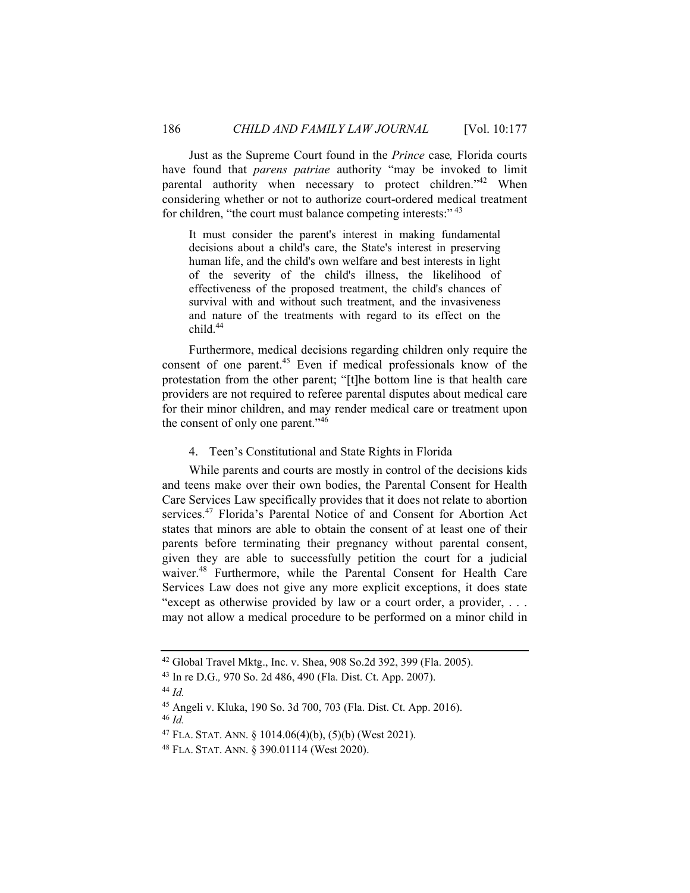Just as the Supreme Court found in the *Prince* case*,* Florida courts have found that *parens patriae* authority "may be invoked to limit parental authority when necessary to protect children."[42] When considering whether or not to authorize court-ordered medical treatment for children, "the court must balance competing interests:"[43]

> It must consider the parent's interest in making fundamental decisions about a child's care, the State's interest in preserving human life, and the child's own welfare and best interests in light of the severity of the child's illness, the likelihood of effectiveness of the proposed treatment, the child's chances of survival with and without such treatment, and the invasiveness and nature of the treatments with regard to its effect on the child.[44]

Furthermore, medical decisions regarding children only require the consent of one parent.[45] Even if medical professionals know of the protestation from the other parent; "[t]he bottom line is that health care providers are not required to referee parental disputes about medical care for their minor children, and may render medical care or treatment upon the consent of only one parent."[46]

4. Teen's Constitutional and State Rights in Florida

While parents and courts are mostly in control of the decisions kids and teens make over their own bodies, the Parental Consent for Health Care Services Law specifically provides that it does not relate to abortion services.[47] Florida's Parental Notice of and Consent for Abortion Act states that minors are able to obtain the consent of at least one of their parents before terminating their pregnancy without parental consent, given they are able to successfully petition the court for a judicial waiver.[48] Furthermore, while the Parental Consent for Health Care Services Law does not give any more explicit exceptions, it does state "except as otherwise provided by law or a court order, a provider, . . . may not allow a medical procedure to be performed on a minor child in

---

[42] Global Travel Mktg., Inc. v. Shea, 908 So.2d 392, 399 (Fla. 2005).

[43] In re D.G.*,* 970 So. 2d 486, 490 (Fla. Dist. Ct. App. 2007).

[44] *Id.*

[45] Angeli v. Kluka, 190 So. 3d 700, 703 (Fla. Dist. Ct. App. 2016).

[46] *Id.*

[47] FLA. STAT. ANN. § 1014.06(4)(b), (5)(b) (West 2021).

[48] FLA. STAT. ANN. § 390.01114 (West 2020).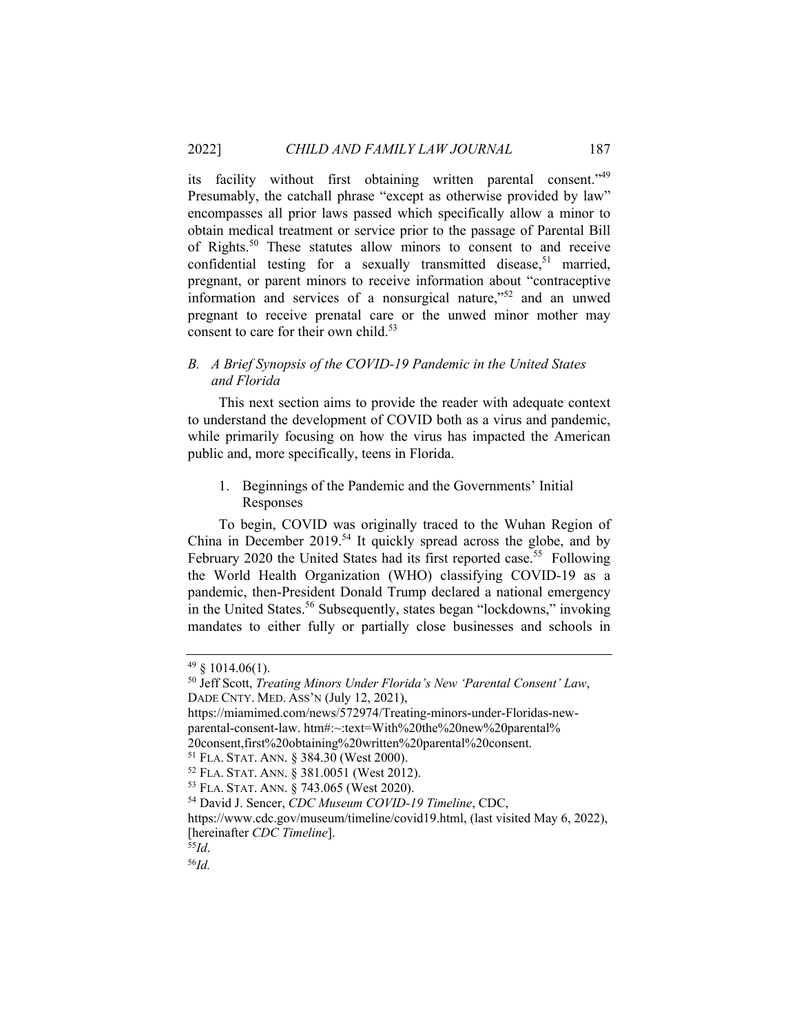its facility without first obtaining written parental consent."[49] Presumably, the catchall phrase "except as otherwise provided by law" encompasses all prior laws passed which specifically allow a minor to obtain medical treatment or service prior to the passage of Parental Bill of Rights.[50] These statutes allow minors to consent to and receive confidential testing for a sexually transmitted disease,[51] married, pregnant, or parent minors to receive information about "contraceptive information and services of a nonsurgical nature,"[52] and an unwed pregnant to receive prenatal care or the unwed minor mother may consent to care for their own child.[53]

### *B. A Brief Synopsis of the COVID-19 Pandemic in the United States and Florida*

This next section aims to provide the reader with adequate context to understand the development of COVID both as a virus and pandemic, while primarily focusing on how the virus has impacted the American public and, more specifically, teens in Florida.

#### 1. Beginnings of the Pandemic and the Governments' Initial Responses

To begin, COVID was originally traced to the Wuhan Region of China in December 2019.[54] It quickly spread across the globe, and by February 2020 the United States had its first reported case.[55] Following the World Health Organization (WHO) classifying COVID-19 as a pandemic, then-President Donald Trump declared a national emergency in the United States.[56] Subsequently, states began "lockdowns," invoking mandates to either fully or partially close businesses and schools in

---

[49] § 1014.06(1).

[50] Jeff Scott, *Treating Minors Under Florida's New 'Parental Consent' Law*, DADE CNTY. MED. ASS'N (July 12, 2021), https://miamimed.com/news/572974/Treating-minors-under-Floridas-new-parental-consent-law. htm#:~:text=With%20the%20new%20parental%20consent,first%20obtaining%20written%20parental%20consent.

[51] FLA. STAT. ANN. § 384.30 (West 2000).

[52] FLA. STAT. ANN. § 381.0051 (West 2012).

[53] FLA. STAT. ANN. § 743.065 (West 2020).

[54] David J. Sencer, *CDC Museum COVID-19 Timeline*, CDC, https://www.cdc.gov/museum/timeline/covid19.html, (last visited May 6, 2022), [hereinafter *CDC Timeline*].

[55] *Id*.

[56] *Id.*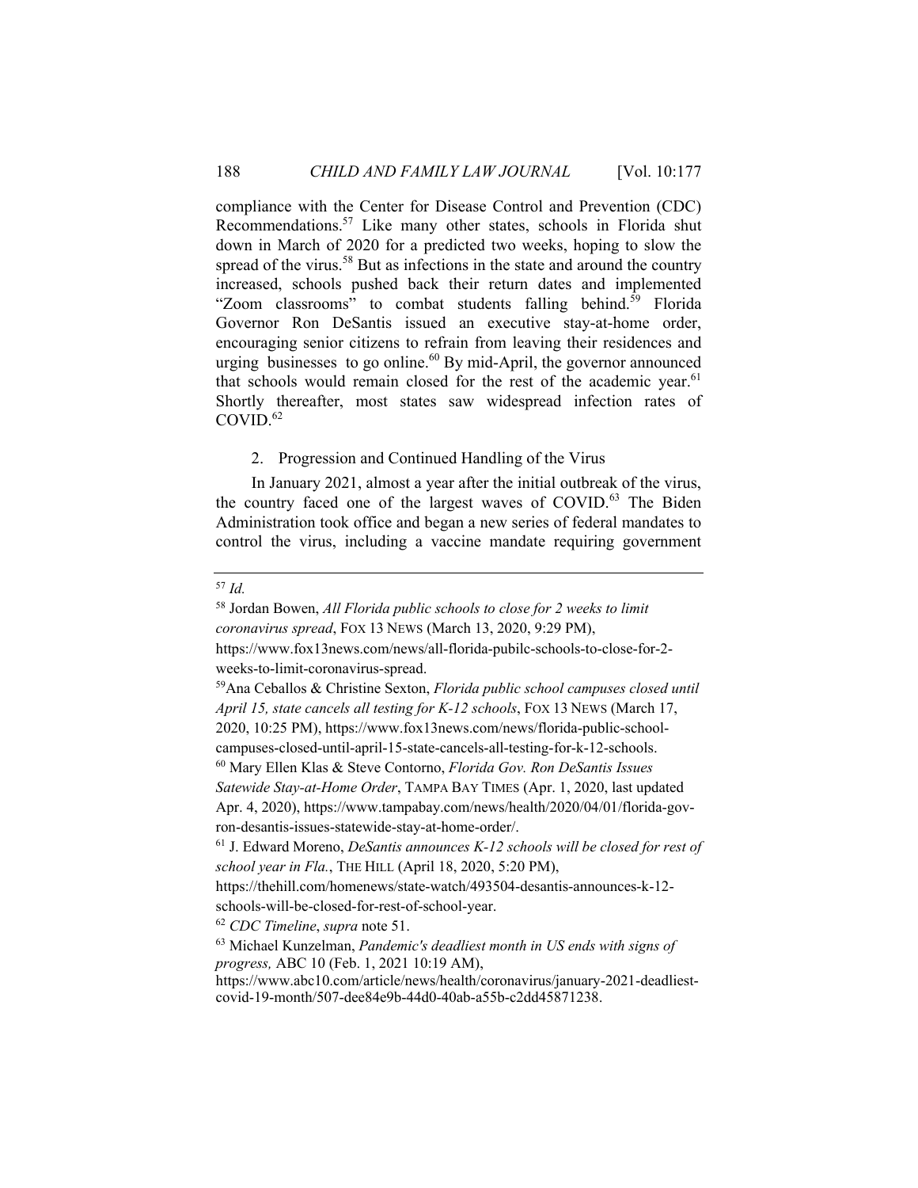compliance with the Center for Disease Control and Prevention (CDC) Recommendations.[57] Like many other states, schools in Florida shut down in March of 2020 for a predicted two weeks, hoping to slow the spread of the virus.[58] But as infections in the state and around the country increased, schools pushed back their return dates and implemented "Zoom classrooms" to combat students falling behind.[59] Florida Governor Ron DeSantis issued an executive stay-at-home order, encouraging senior citizens to refrain from leaving their residences and urging businesses to go online.[60] By mid-April, the governor announced that schools would remain closed for the rest of the academic year.[61] Shortly thereafter, most states saw widespread infection rates of COVID.[62]

2. Progression and Continued Handling of the Virus

In January 2021, almost a year after the initial outbreak of the virus, the country faced one of the largest waves of COVID.[63] The Biden Administration took office and began a new series of federal mandates to control the virus, including a vaccine mandate requiring government

---

[57] *Id.*

[58] Jordan Bowen, *All Florida public schools to close for 2 weeks to limit coronavirus spread*, FOX 13 NEWS (March 13, 2020, 9:29 PM), https://www.fox13news.com/news/all-florida-pubilc-schools-to-close-for-2-weeks-to-limit-coronavirus-spread.

[59] Ana Ceballos & Christine Sexton, *Florida public school campuses closed until April 15, state cancels all testing for K-12 schools*, FOX 13 NEWS (March 17, 2020, 10:25 PM), https://www.fox13news.com/news/florida-public-school-campuses-closed-until-april-15-state-cancels-all-testing-for-k-12-schools.

[60] Mary Ellen Klas & Steve Contorno, *Florida Gov. Ron DeSantis Issues Satewide Stay-at-Home Order*, TAMPA BAY TIMES (Apr. 1, 2020, last updated Apr. 4, 2020), https://www.tampabay.com/news/health/2020/04/01/florida-gov-ron-desantis-issues-statewide-stay-at-home-order/.

[61] J. Edward Moreno, *DeSantis announces K-12 schools will be closed for rest of school year in Fla.*, THE HILL (April 18, 2020, 5:20 PM), https://thehill.com/homenews/state-watch/493504-desantis-announces-k-12-schools-will-be-closed-for-rest-of-school-year.

[62] *CDC Timeline*, *supra* note 51.

[63] Michael Kunzelman, *Pandemic's deadliest month in US ends with signs of progress,* ABC 10 (Feb. 1, 2021 10:19 AM), https://www.abc10.com/article/news/health/coronavirus/january-2021-deadliest-covid-19-month/507-dee84e9b-44d0-40ab-a55b-c2dd45871238.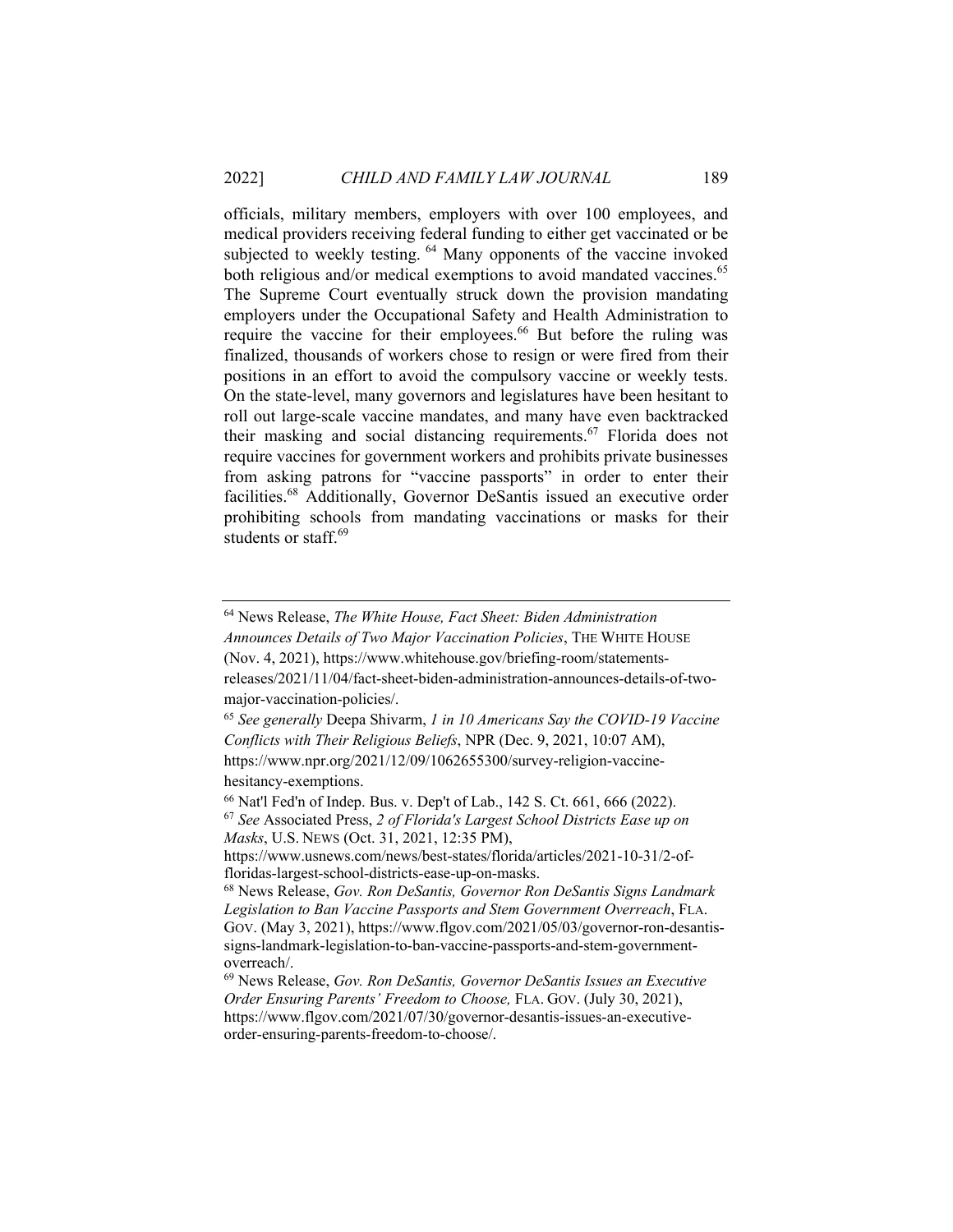officials, military members, employers with over 100 employees, and medical providers receiving federal funding to either get vaccinated or be subjected to weekly testing. [64] Many opponents of the vaccine invoked both religious and/or medical exemptions to avoid mandated vaccines.[65] The Supreme Court eventually struck down the provision mandating employers under the Occupational Safety and Health Administration to require the vaccine for their employees.[66] But before the ruling was finalized, thousands of workers chose to resign or were fired from their positions in an effort to avoid the compulsory vaccine or weekly tests. On the state-level, many governors and legislatures have been hesitant to roll out large-scale vaccine mandates, and many have even backtracked their masking and social distancing requirements.[67] Florida does not require vaccines for government workers and prohibits private businesses from asking patrons for "vaccine passports" in order to enter their facilities.[68] Additionally, Governor DeSantis issued an executive order prohibiting schools from mandating vaccinations or masks for their students or staff.[69]

---

[64] News Release, *The White House, Fact Sheet: Biden Administration Announces Details of Two Major Vaccination Policies*, THE WHITE HOUSE (Nov. 4, 2021), https://www.whitehouse.gov/briefing-room/statements-releases/2021/11/04/fact-sheet-biden-administration-announces-details-of-two-major-vaccination-policies/.

[65] *See generally* Deepa Shivarm, *1 in 10 Americans Say the COVID-19 Vaccine Conflicts with Their Religious Beliefs*, NPR (Dec. 9, 2021, 10:07 AM), https://www.npr.org/2021/12/09/1062655300/survey-religion-vaccine-hesitancy-exemptions.

[66] Nat'l Fed'n of Indep. Bus. v. Dep't of Lab., 142 S. Ct. 661, 666 (2022).

[67] *See* Associated Press, *2 of Florida's Largest School Districts Ease up on Masks*, U.S. NEWS (Oct. 31, 2021, 12:35 PM), https://www.usnews.com/news/best-states/florida/articles/2021-10-31/2-of-floridas-largest-school-districts-ease-up-on-masks.

[68] News Release, *Gov. Ron DeSantis, Governor Ron DeSantis Signs Landmark Legislation to Ban Vaccine Passports and Stem Government Overreach*, FLA. GOV. (May 3, 2021), https://www.flgov.com/2021/05/03/governor-ron-desantis-signs-landmark-legislation-to-ban-vaccine-passports-and-stem-government-overreach/.

[69] News Release, *Gov. Ron DeSantis, Governor DeSantis Issues an Executive Order Ensuring Parents' Freedom to Choose,* FLA. GOV. (July 30, 2021), https://www.flgov.com/2021/07/30/governor-desantis-issues-an-executive-order-ensuring-parents-freedom-to-choose/.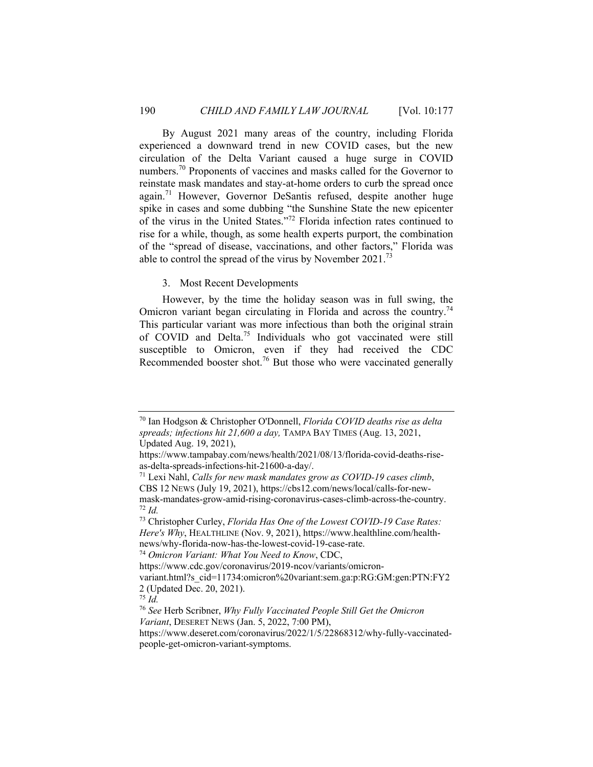By August 2021 many areas of the country, including Florida experienced a downward trend in new COVID cases, but the new circulation of the Delta Variant caused a huge surge in COVID numbers.[70] Proponents of vaccines and masks called for the Governor to reinstate mask mandates and stay-at-home orders to curb the spread once again.[71] However, Governor DeSantis refused, despite another huge spike in cases and some dubbing "the Sunshine State the new epicenter of the virus in the United States."[72] Florida infection rates continued to rise for a while, though, as some health experts purport, the combination of the "spread of disease, vaccinations, and other factors," Florida was able to control the spread of the virus by November 2021.[73]

### 3. Most Recent Developments

However, by the time the holiday season was in full swing, the Omicron variant began circulating in Florida and across the country.[74] This particular variant was more infectious than both the original strain of COVID and Delta.[75] Individuals who got vaccinated were still susceptible to Omicron, even if they had received the CDC Recommended booster shot.[76] But those who were vaccinated generally

---

[70] Ian Hodgson & Christopher O'Donnell, *Florida COVID deaths rise as delta spreads; infections hit 21,600 a day,* TAMPA BAY TIMES (Aug. 13, 2021, Updated Aug. 19, 2021), https://www.tampabay.com/news/health/2021/08/13/florida-covid-deaths-rise-as-delta-spreads-infections-hit-21600-a-day/.

[71] Lexi Nahl, *Calls for new mask mandates grow as COVID-19 cases climb*, CBS 12 NEWS (July 19, 2021), https://cbs12.com/news/local/calls-for-new-mask-mandates-grow-amid-rising-coronavirus-cases-climb-across-the-country.

[72] *Id.*

[73] Christopher Curley, *Florida Has One of the Lowest COVID-19 Case Rates: Here's Why*, HEALTHLINE (Nov. 9, 2021), https://www.healthline.com/health-news/why-florida-now-has-the-lowest-covid-19-case-rate.

[74] *Omicron Variant: What You Need to Know*, CDC, https://www.cdc.gov/coronavirus/2019-ncov/variants/omicron-variant.html?s_cid=11734:omicron%20variant:sem.ga:p:RG:GM:gen:PTN:FY22 (Updated Dec. 20, 2021).

[75] *Id.*

[76] *See* Herb Scribner, *Why Fully Vaccinated People Still Get the Omicron Variant*, DESERET NEWS (Jan. 5, 2022, 7:00 PM), https://www.deseret.com/coronavirus/2022/1/5/22868312/why-fully-vaccinated-people-get-omicron-variant-symptoms.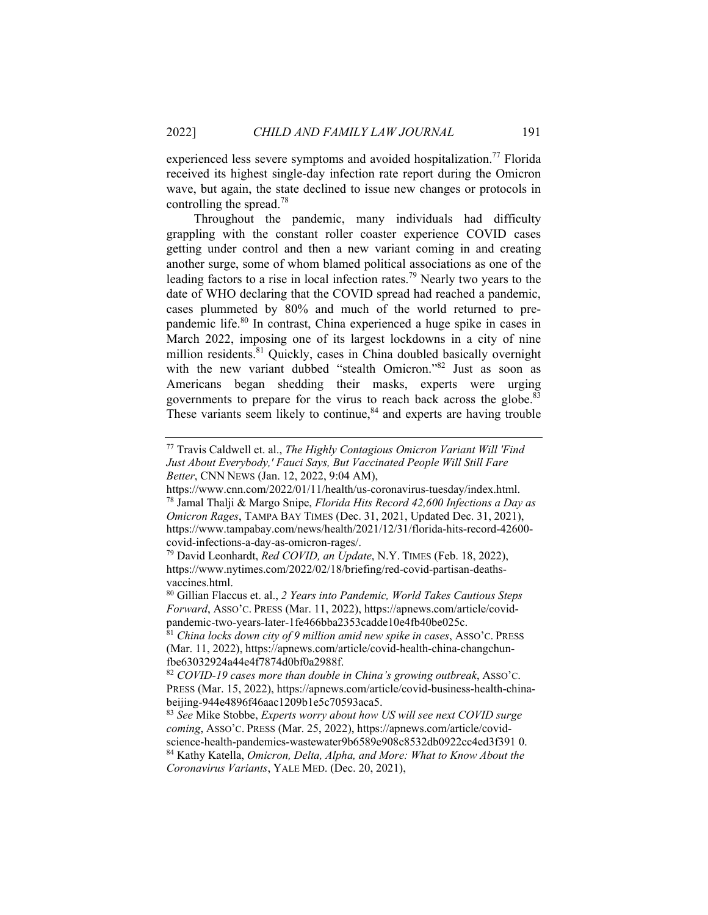experienced less severe symptoms and avoided hospitalization.[77] Florida received its highest single-day infection rate report during the Omicron wave, but again, the state declined to issue new changes or protocols in controlling the spread.[78]

Throughout the pandemic, many individuals had difficulty grappling with the constant roller coaster experience COVID cases getting under control and then a new variant coming in and creating another surge, some of whom blamed political associations as one of the leading factors to a rise in local infection rates.[79] Nearly two years to the date of WHO declaring that the COVID spread had reached a pandemic, cases plummeted by 80% and much of the world returned to pre-pandemic life.[80] In contrast, China experienced a huge spike in cases in March 2022, imposing one of its largest lockdowns in a city of nine million residents.[81] Quickly, cases in China doubled basically overnight with the new variant dubbed "stealth Omicron."[82] Just as soon as Americans began shedding their masks, experts were urging governments to prepare for the virus to reach back across the globe.[83] These variants seem likely to continue,[84] and experts are having trouble

---

[77] Travis Caldwell et. al., *The Highly Contagious Omicron Variant Will 'Find Just About Everybody,' Fauci Says, But Vaccinated People Will Still Fare Better*, CNN NEWS (Jan. 12, 2022, 9:04 AM), https://www.cnn.com/2022/01/11/health/us-coronavirus-tuesday/index.html.

[78] Jamal Thalji & Margo Snipe, *Florida Hits Record 42,600 Infections a Day as Omicron Rages*, TAMPA BAY TIMES (Dec. 31, 2021, Updated Dec. 31, 2021), https://www.tampabay.com/news/health/2021/12/31/florida-hits-record-42600-covid-infections-a-day-as-omicron-rages/.

[79] David Leonhardt, *Red COVID, an Update*, N.Y. TIMES (Feb. 18, 2022), https://www.nytimes.com/2022/02/18/briefing/red-covid-partisan-deaths-vaccines.html.

[80] Gillian Flaccus et. al., *2 Years into Pandemic, World Takes Cautious Steps Forward*, ASSO'C. PRESS (Mar. 11, 2022), https://apnews.com/article/covid-pandemic-two-years-later-1fe466bba2353cadde10e4fb40be025c.

[81] *China locks down city of 9 million amid new spike in cases*, ASSO'C. PRESS (Mar. 11, 2022), https://apnews.com/article/covid-health-china-changchun-fbe63032924a44e4f7874d0bf0a2988f.

[82] *COVID-19 cases more than double in China's growing outbreak*, ASSO'C. PRESS (Mar. 15, 2022), https://apnews.com/article/covid-business-health-china-beijing-944e4896f46aac1209b1e5c70593aca5.

[83] *See* Mike Stobbe, *Experts worry about how US will see next COVID surge coming*, ASSO'C. PRESS (Mar. 25, 2022), https://apnews.com/article/covid-science-health-pandemics-wastewater9b6589e908c8532db0922cc4ed3f391 0.

[84] Kathy Katella, *Omicron, Delta, Alpha, and More: What to Know About the Coronavirus Variants*, YALE MED. (Dec. 20, 2021),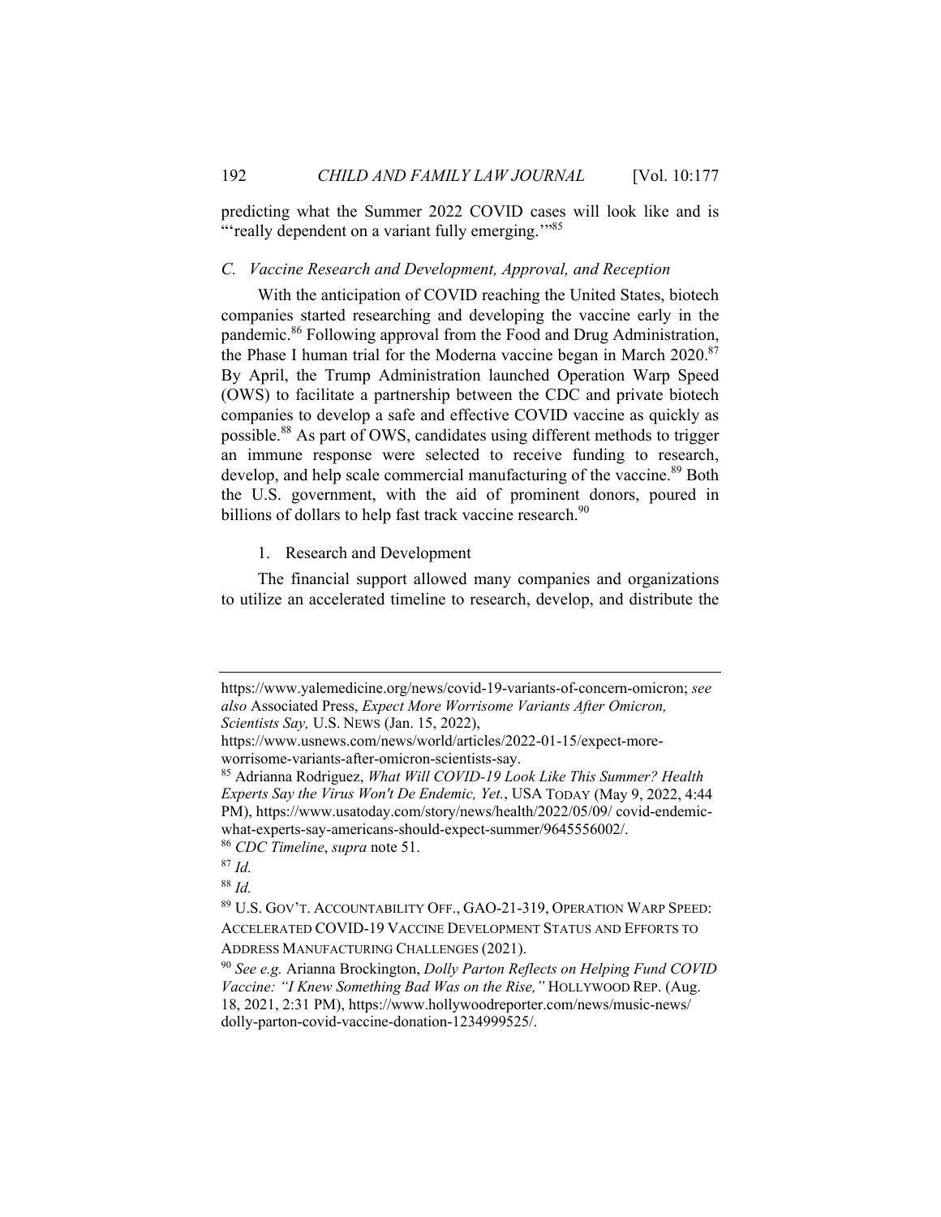predicting what the Summer 2022 COVID cases will look like and is "'really dependent on a variant fully emerging.'"[85]

### *C. Vaccine Research and Development, Approval, and Reception*

With the anticipation of COVID reaching the United States, biotech companies started researching and developing the vaccine early in the pandemic.[86] Following approval from the Food and Drug Administration, the Phase I human trial for the Moderna vaccine began in March 2020.[87] By April, the Trump Administration launched Operation Warp Speed (OWS) to facilitate a partnership between the CDC and private biotech companies to develop a safe and effective COVID vaccine as quickly as possible.[88] As part of OWS, candidates using different methods to trigger an immune response were selected to receive funding to research, develop, and help scale commercial manufacturing of the vaccine.[89] Both the U.S. government, with the aid of prominent donors, poured in billions of dollars to help fast track vaccine research.[90]

#### 1. Research and Development

The financial support allowed many companies and organizations to utilize an accelerated timeline to research, develop, and distribute the

---

https://www.yalemedicine.org/news/covid-19-variants-of-concern-omicron; *see also* Associated Press, *Expect More Worrisome Variants After Omicron, Scientists Say,* U.S. NEWS (Jan. 15, 2022), https://www.usnews.com/news/world/articles/2022-01-15/expect-more-worrisome-variants-after-omicron-scientists-say.

[85] Adrianna Rodriguez, *What Will COVID-19 Look Like This Summer? Health Experts Say the Virus Won't De Endemic, Yet.*, USA TODAY (May 9, 2022, 4:44 PM), https://www.usatoday.com/story/news/health/2022/05/09/ covid-endemic-what-experts-say-americans-should-expect-summer/9645556002/.

[86] *CDC Timeline*, *supra* note 51.

[87] *Id.*

[88] *Id.*

[89] U.S. GOV'T. ACCOUNTABILITY OFF., GAO-21-319, OPERATION WARP SPEED: ACCELERATED COVID-19 VACCINE DEVELOPMENT STATUS AND EFFORTS TO ADDRESS MANUFACTURING CHALLENGES (2021).

[90] *See e.g.* Arianna Brockington, *Dolly Parton Reflects on Helping Fund COVID Vaccine: "I Knew Something Bad Was on the Rise,"* HOLLYWOOD REP. (Aug. 18, 2021, 2:31 PM), https://www.hollywoodreporter.com/news/music-news/ dolly-parton-covid-vaccine-donation-1234999525/.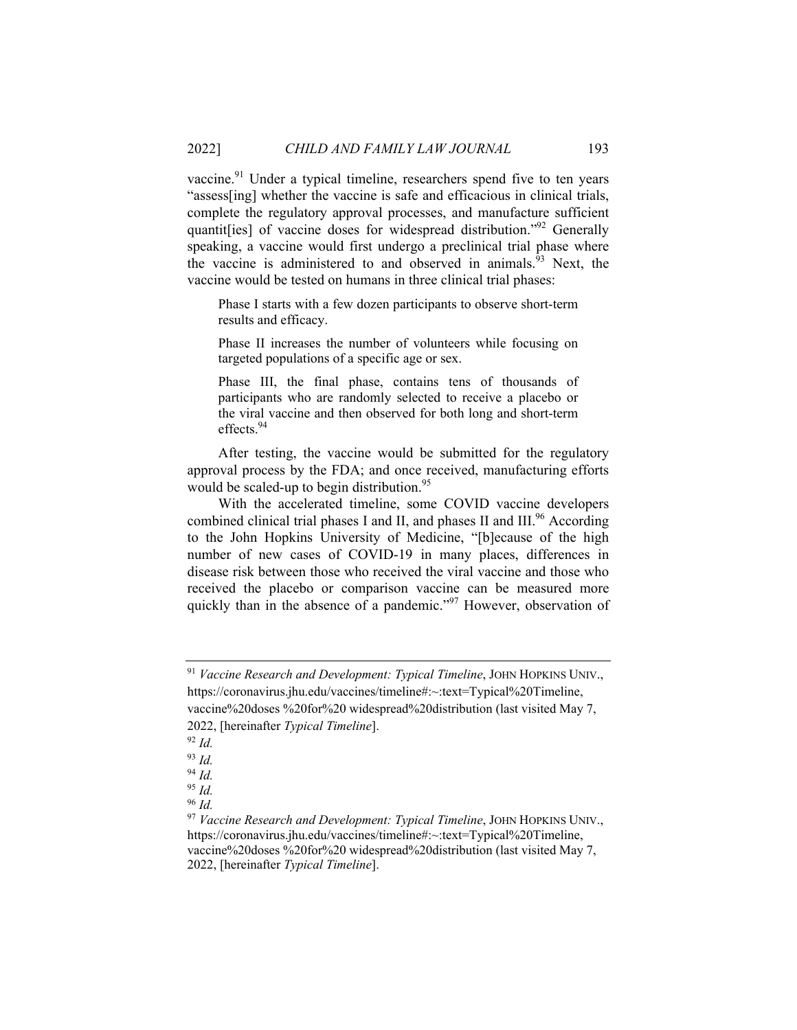vaccine.[91] Under a typical timeline, researchers spend five to ten years "assess[ing] whether the vaccine is safe and efficacious in clinical trials, complete the regulatory approval processes, and manufacture sufficient quantit[ies] of vaccine doses for widespread distribution."[92] Generally speaking, a vaccine would first undergo a preclinical trial phase where the vaccine is administered to and observed in animals.[93] Next, the vaccine would be tested on humans in three clinical trial phases:

> Phase I starts with a few dozen participants to observe short-term results and efficacy.
>
> Phase II increases the number of volunteers while focusing on targeted populations of a specific age or sex.
>
> Phase III, the final phase, contains tens of thousands of participants who are randomly selected to receive a placebo or the viral vaccine and then observed for both long and short-term effects.[94]

After testing, the vaccine would be submitted for the regulatory approval process by the FDA; and once received, manufacturing efforts would be scaled-up to begin distribution.[95]

With the accelerated timeline, some COVID vaccine developers combined clinical trial phases I and II, and phases II and III.[96] According to the John Hopkins University of Medicine, "[b]ecause of the high number of new cases of COVID-19 in many places, differences in disease risk between those who received the viral vaccine and those who received the placebo or comparison vaccine can be measured more quickly than in the absence of a pandemic."[97] However, observation of

---

[91] *Vaccine Research and Development: Typical Timeline*, JOHN HOPKINS UNIV., https://coronavirus.jhu.edu/vaccines/timeline#:~:text=Typical%20Timeline, vaccine%20doses %20for%20 widespread%20distribution (last visited May 7, 2022, [hereinafter *Typical Timeline*].

[92] *Id.*

[93] *Id.*

[94] *Id.*

[95] *Id.*

[96] *Id.*

[97] *Vaccine Research and Development: Typical Timeline*, JOHN HOPKINS UNIV., https://coronavirus.jhu.edu/vaccines/timeline#:~:text=Typical%20Timeline, vaccine%20doses %20for%20 widespread%20distribution (last visited May 7, 2022, [hereinafter *Typical Timeline*].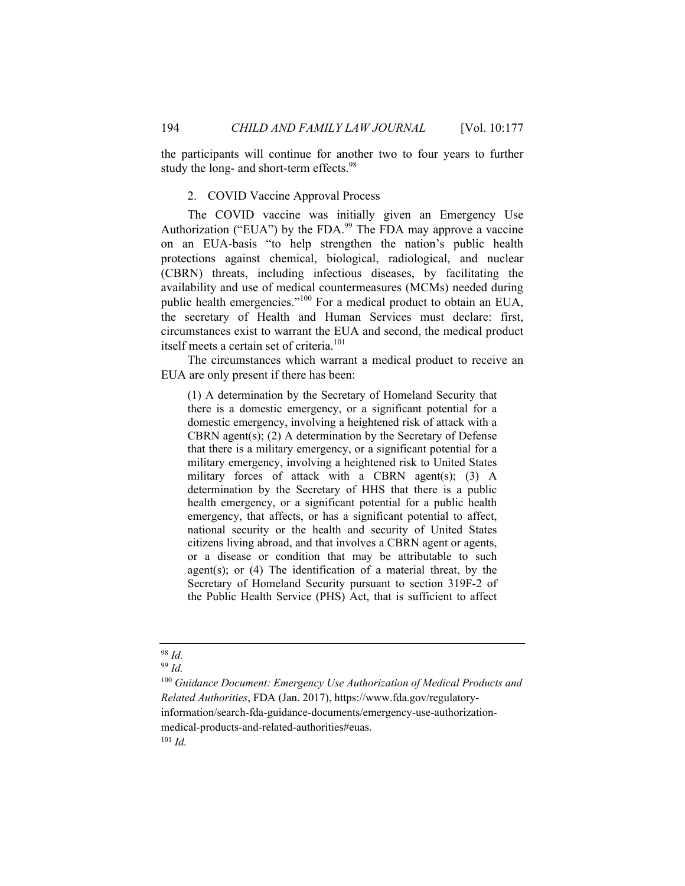the participants will continue for another two to four years to further study the long- and short-term effects.[98]

### 2. COVID Vaccine Approval Process

The COVID vaccine was initially given an Emergency Use Authorization ("EUA") by the FDA.[99] The FDA may approve a vaccine on an EUA-basis "to help strengthen the nation's public health protections against chemical, biological, radiological, and nuclear (CBRN) threats, including infectious diseases, by facilitating the availability and use of medical countermeasures (MCMs) needed during public health emergencies."[100] For a medical product to obtain an EUA, the secretary of Health and Human Services must declare: first, circumstances exist to warrant the EUA and second, the medical product itself meets a certain set of criteria.[101]

The circumstances which warrant a medical product to receive an EUA are only present if there has been:

> (1) A determination by the Secretary of Homeland Security that there is a domestic emergency, or a significant potential for a domestic emergency, involving a heightened risk of attack with a CBRN agent(s); (2) A determination by the Secretary of Defense that there is a military emergency, or a significant potential for a military emergency, involving a heightened risk to United States military forces of attack with a CBRN agent(s); (3) A determination by the Secretary of HHS that there is a public health emergency, or a significant potential for a public health emergency, that affects, or has a significant potential to affect, national security or the health and security of United States citizens living abroad, and that involves a CBRN agent or agents, or a disease or condition that may be attributable to such agent(s); or (4) The identification of a material threat, by the Secretary of Homeland Security pursuant to section 319F-2 of the Public Health Service (PHS) Act, that is sufficient to affect

---

[98] *Id.*

[99] *Id.*

[100] *Guidance Document: Emergency Use Authorization of Medical Products and Related Authorities*, FDA (Jan. 2017), https://www.fda.gov/regulatory-information/search-fda-guidance-documents/emergency-use-authorization-medical-products-and-related-authorities#euas.

[101] *Id.*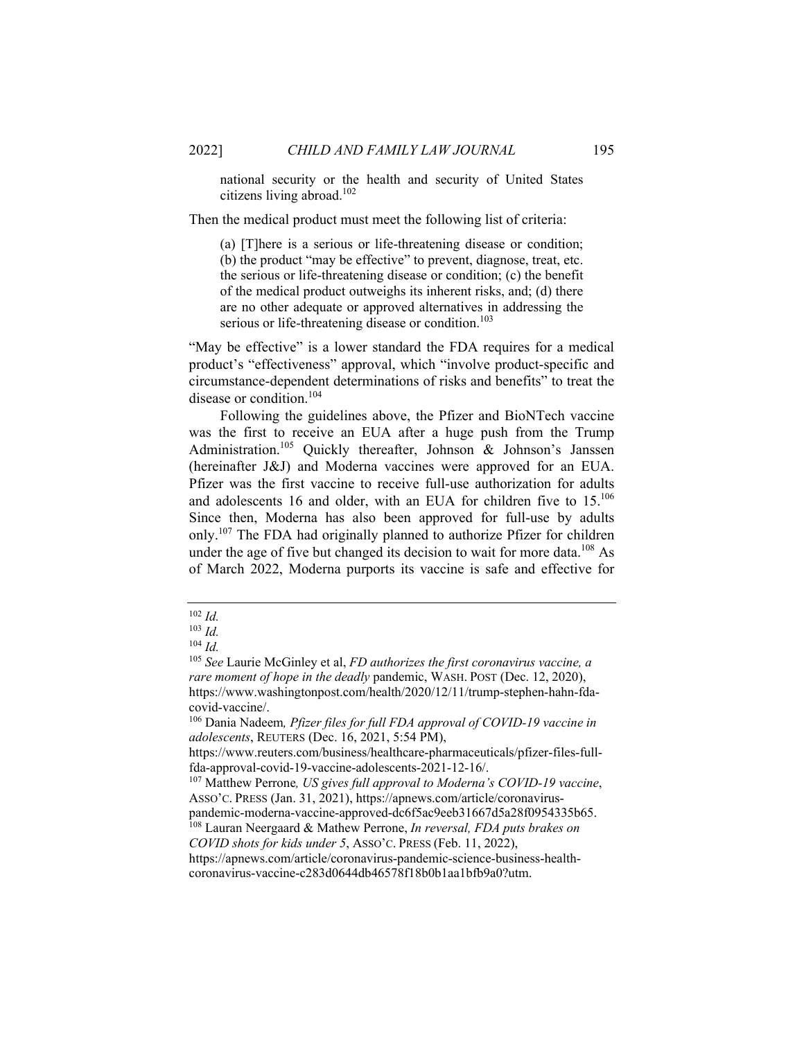> national security or the health and security of United States citizens living abroad.[102]

Then the medical product must meet the following list of criteria:

> (a) [T]here is a serious or life-threatening disease or condition; (b) the product "may be effective" to prevent, diagnose, treat, etc. the serious or life-threatening disease or condition; (c) the benefit of the medical product outweighs its inherent risks, and; (d) there are no other adequate or approved alternatives in addressing the serious or life-threatening disease or condition.[103]

"May be effective" is a lower standard the FDA requires for a medical product's "effectiveness" approval, which "involve product-specific and circumstance-dependent determinations of risks and benefits" to treat the disease or condition.[104]

Following the guidelines above, the Pfizer and BioNTech vaccine was the first to receive an EUA after a huge push from the Trump Administration.[105] Quickly thereafter, Johnson & Johnson's Janssen (hereinafter J&J) and Moderna vaccines were approved for an EUA. Pfizer was the first vaccine to receive full-use authorization for adults and adolescents 16 and older, with an EUA for children five to 15.[106] Since then, Moderna has also been approved for full-use by adults only.[107] The FDA had originally planned to authorize Pfizer for children under the age of five but changed its decision to wait for more data.[108] As of March 2022, Moderna purports its vaccine is safe and effective for

---

[102] *Id.*

[103] *Id.*

[104] *Id.*

[105] *See* Laurie McGinley et al, *FD authorizes the first coronavirus vaccine, a rare moment of hope in the deadly* pandemic, WASH. POST (Dec. 12, 2020), https://www.washingtonpost.com/health/2020/12/11/trump-stephen-hahn-fda-covid-vaccine/.

[106] Dania Nadeem*, Pfizer files for full FDA approval of COVID-19 vaccine in adolescents*, REUTERS (Dec. 16, 2021, 5:54 PM), https://www.reuters.com/business/healthcare-pharmaceuticals/pfizer-files-full-fda-approval-covid-19-vaccine-adolescents-2021-12-16/.

[107] Matthew Perrone*, US gives full approval to Moderna's COVID-19 vaccine*, ASSO'C. PRESS (Jan. 31, 2021), https://apnews.com/article/coronavirus-pandemic-moderna-vaccine-approved-dc6f5ac9eeb31667d5a28f0954335b65.

[108] Lauran Neergaard & Mathew Perrone, *In reversal, FDA puts brakes on COVID shots for kids under 5*, ASSO'C. PRESS (Feb. 11, 2022), https://apnews.com/article/coronavirus-pandemic-science-business-health-coronavirus-vaccine-c283d0644db46578f18b0b1aa1bfb9a0?utm.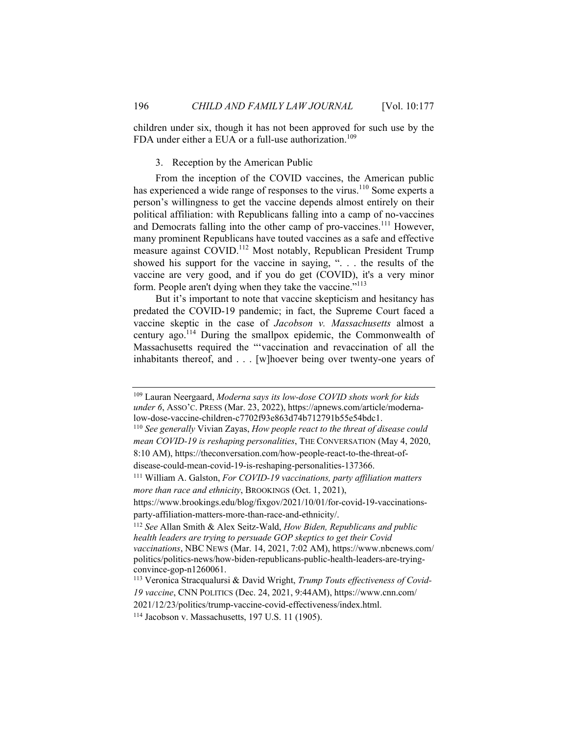children under six, though it has not been approved for such use by the FDA under either a EUA or a full-use authorization.[109]

3. Reception by the American Public

From the inception of the COVID vaccines, the American public has experienced a wide range of responses to the virus.[110] Some experts a person's willingness to get the vaccine depends almost entirely on their political affiliation: with Republicans falling into a camp of no-vaccines and Democrats falling into the other camp of pro-vaccines.[111] However, many prominent Republicans have touted vaccines as a safe and effective measure against COVID.[112] Most notably, Republican President Trump showed his support for the vaccine in saying, ". . . the results of the vaccine are very good, and if you do get (COVID), it's a very minor form. People aren't dying when they take the vaccine."[113]

But it's important to note that vaccine skepticism and hesitancy has predated the COVID-19 pandemic; in fact, the Supreme Court faced a vaccine skeptic in the case of *Jacobson v. Massachusetts* almost a century ago.[114] During the smallpox epidemic, the Commonwealth of Massachusetts required the "'vaccination and revaccination of all the inhabitants thereof, and . . . [w]hoever being over twenty-one years of

---

[109] Lauran Neergaard, *Moderna says its low-dose COVID shots work for kids under 6*, ASSO'C. PRESS (Mar. 23, 2022), https://apnews.com/article/moderna-low-dose-vaccine-children-c7702f93e863d74b712791b55e54bdc1.

[110] *See generally* Vivian Zayas, *How people react to the threat of disease could mean COVID-19 is reshaping personalities*, THE CONVERSATION (May 4, 2020, 8:10 AM), https://theconversation.com/how-people-react-to-the-threat-of-disease-could-mean-covid-19-is-reshaping-personalities-137366.

[111] William A. Galston, *For COVID-19 vaccinations, party affiliation matters more than race and ethnicity*, BROOKINGS (Oct. 1, 2021), https://www.brookings.edu/blog/fixgov/2021/10/01/for-covid-19-vaccinations-party-affiliation-matters-more-than-race-and-ethnicity/.

[112] *See* Allan Smith & Alex Seitz-Wald, *How Biden, Republicans and public health leaders are trying to persuade GOP skeptics to get their Covid vaccinations*, NBC NEWS (Mar. 14, 2021, 7:02 AM), https://www.nbcnews.com/politics/politics-news/how-biden-republicans-public-health-leaders-are-trying-convince-gop-n1260061.

[113] Veronica Stracqualursi & David Wright, *Trump Touts effectiveness of Covid-19 vaccine*, CNN POLITICS (Dec. 24, 2021, 9:44AM), https://www.cnn.com/2021/12/23/politics/trump-vaccine-covid-effectiveness/index.html.

[114] Jacobson v. Massachusetts, 197 U.S. 11 (1905).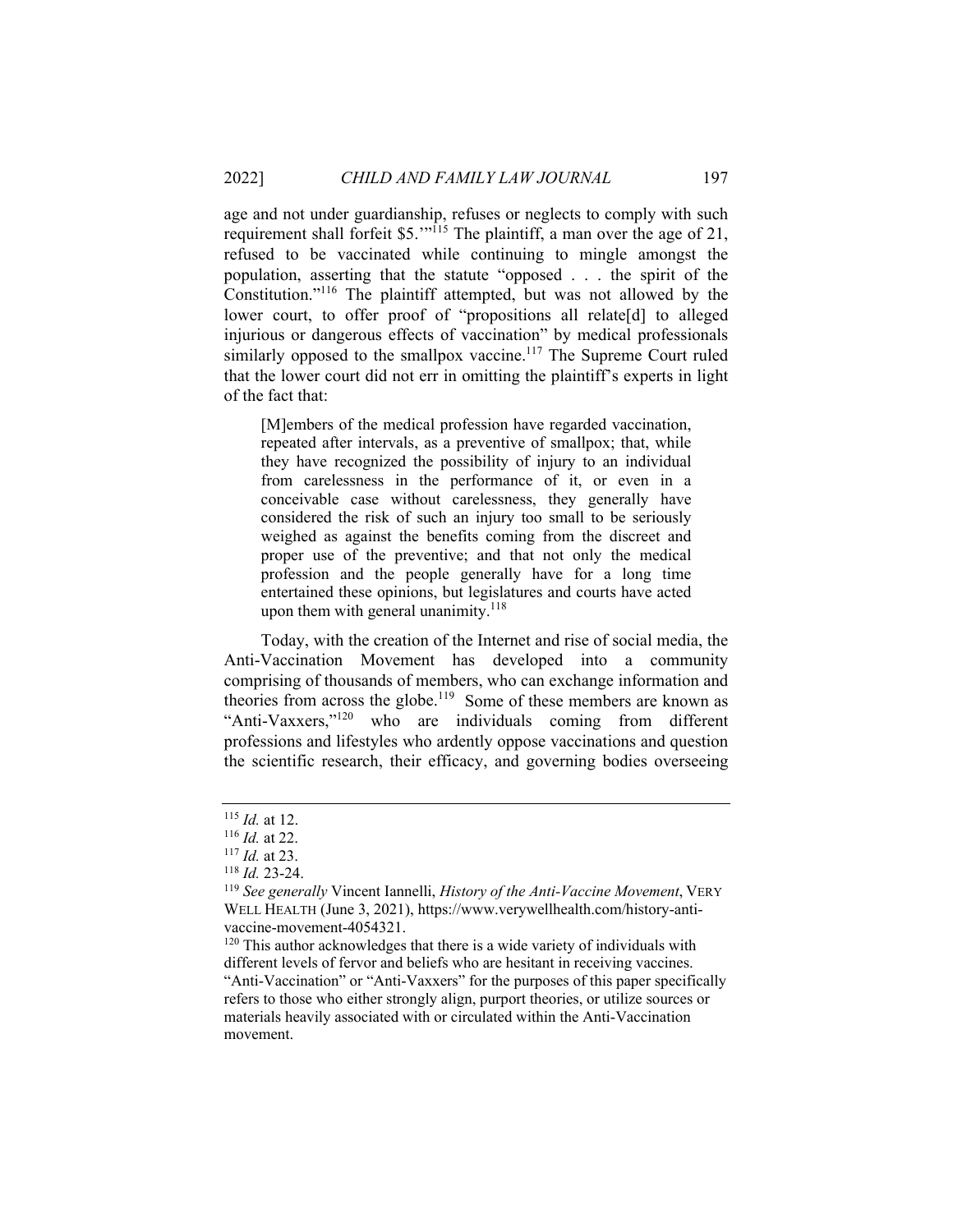age and not under guardianship, refuses or neglects to comply with such requirement shall forfeit $5.'"[115] The plaintiff, a man over the age of 21, refused to be vaccinated while continuing to mingle amongst the population, asserting that the statute "opposed . . . the spirit of the Constitution."[116] The plaintiff attempted, but was not allowed by the lower court, to offer proof of "propositions all relate[d] to alleged injurious or dangerous effects of vaccination" by medical professionals similarly opposed to the smallpox vaccine.[117] The Supreme Court ruled that the lower court did not err in omitting the plaintiff's experts in light of the fact that:

> [M]embers of the medical profession have regarded vaccination, repeated after intervals, as a preventive of smallpox; that, while they have recognized the possibility of injury to an individual from carelessness in the performance of it, or even in a conceivable case without carelessness, they generally have considered the risk of such an injury too small to be seriously weighed as against the benefits coming from the discreet and proper use of the preventive; and that not only the medical profession and the people generally have for a long time entertained these opinions, but legislatures and courts have acted upon them with general unanimity.[118]

Today, with the creation of the Internet and rise of social media, the Anti-Vaccination Movement has developed into a community comprising of thousands of members, who can exchange information and theories from across the globe.[119] Some of these members are known as "Anti-Vaxxers,"[120] who are individuals coming from different professions and lifestyles who ardently oppose vaccinations and question the scientific research, their efficacy, and governing bodies overseeing

---

[115] *Id.* at 12.

[116] *Id.* at 22.

[117] *Id.* at 23.

[118] *Id.* 23-24.

[119] *See generally* Vincent Iannelli, *History of the Anti-Vaccine Movement*, VERY WELL HEALTH (June 3, 2021), https://www.verywellhealth.com/history-anti-vaccine-movement-4054321.

[120] This author acknowledges that there is a wide variety of individuals with different levels of fervor and beliefs who are hesitant in receiving vaccines. "Anti-Vaccination" or "Anti-Vaxxers" for the purposes of this paper specifically refers to those who either strongly align, purport theories, or utilize sources or materials heavily associated with or circulated within the Anti-Vaccination movement.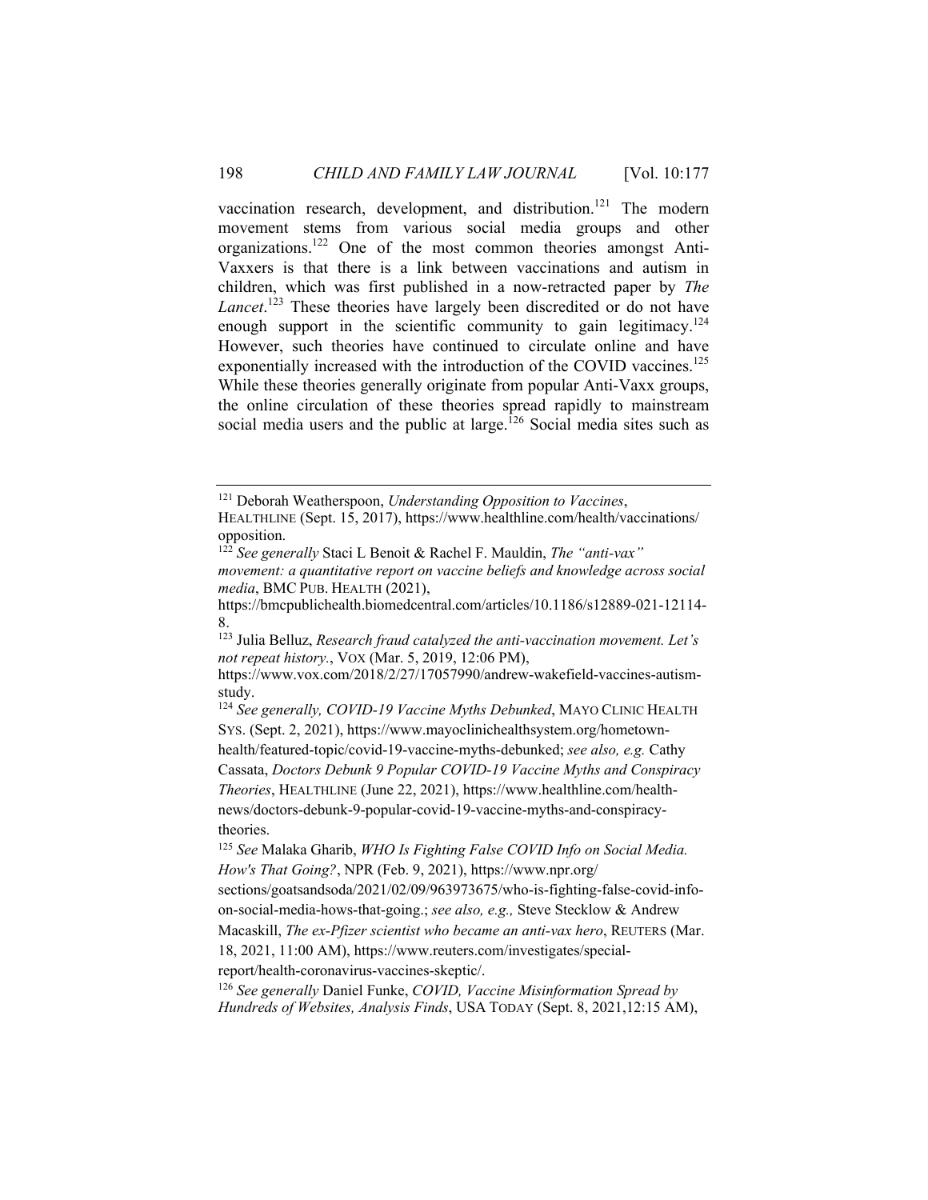vaccination research, development, and distribution.[121] The modern movement stems from various social media groups and other organizations.[122] One of the most common theories amongst Anti-Vaxxers is that there is a link between vaccinations and autism in children, which was first published in a now-retracted paper by *The Lancet*.[123] These theories have largely been discredited or do not have enough support in the scientific community to gain legitimacy.[124] However, such theories have continued to circulate online and have exponentially increased with the introduction of the COVID vaccines.[125] While these theories generally originate from popular Anti-Vaxx groups, the online circulation of these theories spread rapidly to mainstream social media users and the public at large.[126] Social media sites such as

---

[121] Deborah Weatherspoon, *Understanding Opposition to Vaccines*, HEALTHLINE (Sept. 15, 2017), https://www.healthline.com/health/vaccinations/opposition.

[122] *See generally* Staci L Benoit & Rachel F. Mauldin, *The "anti-vax" movement: a quantitative report on vaccine beliefs and knowledge across social media*, BMC PUB. HEALTH (2021), https://bmcpublichealth.biomedcentral.com/articles/10.1186/s12889-021-12114-8.

[123] Julia Belluz, *Research fraud catalyzed the anti-vaccination movement. Let's not repeat history.*, VOX (Mar. 5, 2019, 12:06 PM), https://www.vox.com/2018/2/27/17057990/andrew-wakefield-vaccines-autism-study.

[124] *See generally, COVID-19 Vaccine Myths Debunked*, MAYO CLINIC HEALTH SYS. (Sept. 2, 2021), https://www.mayoclinichealthsystem.org/hometown-health/featured-topic/covid-19-vaccine-myths-debunked; *see also, e.g.* Cathy Cassata, *Doctors Debunk 9 Popular COVID-19 Vaccine Myths and Conspiracy Theories*, HEALTHLINE (June 22, 2021), https://www.healthline.com/health-news/doctors-debunk-9-popular-covid-19-vaccine-myths-and-conspiracy-theories.

[125] *See* Malaka Gharib, *WHO Is Fighting False COVID Info on Social Media. How's That Going?*, NPR (Feb. 9, 2021), https://www.npr.org/sections/goatsandsoda/2021/02/09/963973675/who-is-fighting-false-covid-info-on-social-media-hows-that-going.; *see also, e.g.,* Steve Stecklow & Andrew Macaskill, *The ex-Pfizer scientist who became an anti-vax hero*, REUTERS (Mar. 18, 2021, 11:00 AM), https://www.reuters.com/investigates/special-report/health-coronavirus-vaccines-skeptic/.

[126] *See generally* Daniel Funke, *COVID, Vaccine Misinformation Spread by Hundreds of Websites, Analysis Finds*, USA TODAY (Sept. 8, 2021,12:15 AM),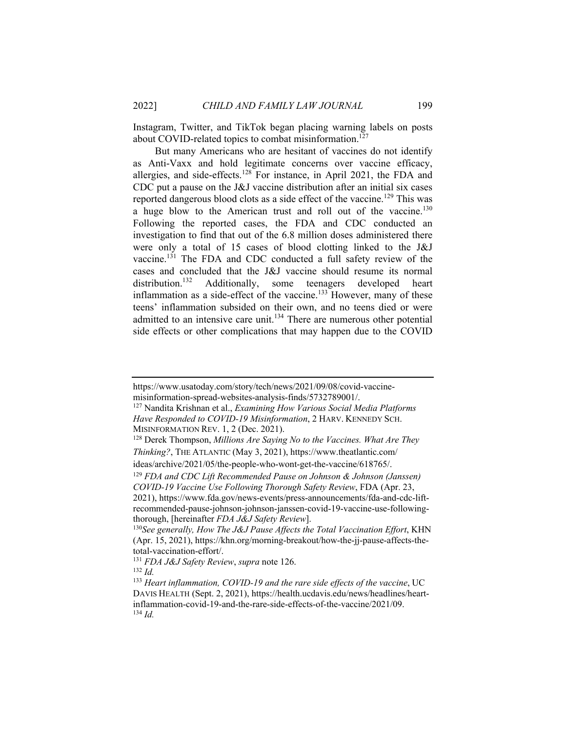Instagram, Twitter, and TikTok began placing warning labels on posts about COVID-related topics to combat misinformation.[127]

But many Americans who are hesitant of vaccines do not identify as Anti-Vaxx and hold legitimate concerns over vaccine efficacy, allergies, and side-effects.[128] For instance, in April 2021, the FDA and CDC put a pause on the J&J vaccine distribution after an initial six cases reported dangerous blood clots as a side effect of the vaccine.[129] This was a huge blow to the American trust and roll out of the vaccine.[130] Following the reported cases, the FDA and CDC conducted an investigation to find that out of the 6.8 million doses administered there were only a total of 15 cases of blood clotting linked to the J&J vaccine.[131] The FDA and CDC conducted a full safety review of the cases and concluded that the J&J vaccine should resume its normal distribution.[132] Additionally, some teenagers developed heart inflammation as a side-effect of the vaccine.[133] However, many of these teens' inflammation subsided on their own, and no teens died or were admitted to an intensive care unit.[134] There are numerous other potential side effects or other complications that may happen due to the COVID

---

https://www.usatoday.com/story/tech/news/2021/09/08/covid-vaccine-misinformation-spread-websites-analysis-finds/5732789001/.

[127] Nandita Krishnan et al., *Examining How Various Social Media Platforms Have Responded to COVID-19 Misinformation*, 2 HARV. KENNEDY SCH. MISINFORMATION REV. 1, 2 (Dec. 2021).

[128] Derek Thompson, *Millions Are Saying No to the Vaccines. What Are They Thinking?*, THE ATLANTIC (May 3, 2021), https://www.theatlantic.com/ideas/archive/2021/05/the-people-who-wont-get-the-vaccine/618765/.

[129] *FDA and CDC Lift Recommended Pause on Johnson & Johnson (Janssen) COVID-19 Vaccine Use Following Thorough Safety Review*, FDA (Apr. 23, 2021), https://www.fda.gov/news-events/press-announcements/fda-and-cdc-lift-recommended-pause-johnson-johnson-janssen-covid-19-vaccine-use-following-thorough, [hereinafter *FDA J&J Safety Review*].

[130] *See generally, How The J&J Pause Affects the Total Vaccination Effort*, KHN (Apr. 15, 2021), https://khn.org/morning-breakout/how-the-jj-pause-affects-the-total-vaccination-effort/.

[131] *FDA J&J Safety Review*, *supra* note 126.

[132] *Id.*

[133] *Heart inflammation, COVID-19 and the rare side effects of the vaccine*, UC DAVIS HEALTH (Sept. 2, 2021), https://health.ucdavis.edu/news/headlines/heart-inflammation-covid-19-and-the-rare-side-effects-of-the-vaccine/2021/09.

[134] *Id.*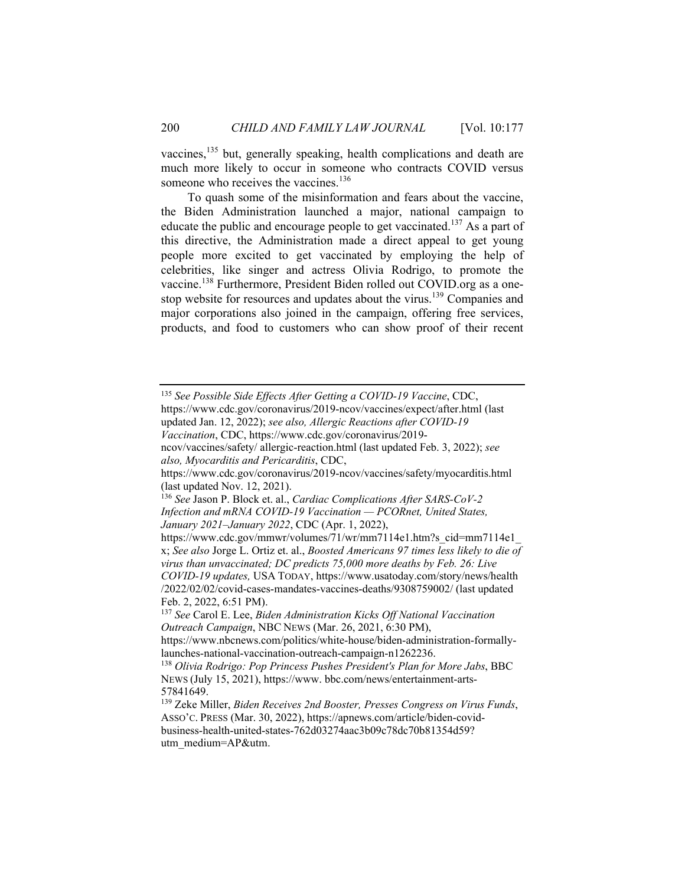vaccines,[135] but, generally speaking, health complications and death are much more likely to occur in someone who contracts COVID versus someone who receives the vaccines.[136]

To quash some of the misinformation and fears about the vaccine, the Biden Administration launched a major, national campaign to educate the public and encourage people to get vaccinated.[137] As a part of this directive, the Administration made a direct appeal to get young people more excited to get vaccinated by employing the help of celebrities, like singer and actress Olivia Rodrigo, to promote the vaccine.[138] Furthermore, President Biden rolled out COVID.org as a one-stop website for resources and updates about the virus.[139] Companies and major corporations also joined in the campaign, offering free services, products, and food to customers who can show proof of their recent

---

[135] *See Possible Side Effects After Getting a COVID-19 Vaccine*, CDC, https://www.cdc.gov/coronavirus/2019-ncov/vaccines/expect/after.html (last updated Jan. 12, 2022); *see also, Allergic Reactions after COVID-19 Vaccination*, CDC, https://www.cdc.gov/coronavirus/2019-ncov/vaccines/safety/ allergic-reaction.html (last updated Feb. 3, 2022); *see also, Myocarditis and Pericarditis*, CDC, https://www.cdc.gov/coronavirus/2019-ncov/vaccines/safety/myocarditis.html (last updated Nov. 12, 2021).

[136] *See* Jason P. Block et. al., *Cardiac Complications After SARS-CoV-2 Infection and mRNA COVID-19 Vaccination — PCORnet, United States, January 2021–January 2022*, CDC (Apr. 1, 2022), https://www.cdc.gov/mmwr/volumes/71/wr/mm7114e1.htm?s_cid=mm7114e1_x; *See also* Jorge L. Ortiz et. al., *Boosted Americans 97 times less likely to die of virus than unvaccinated; DC predicts 75,000 more deaths by Feb. 26: Live COVID-19 updates,* USA TODAY, https://www.usatoday.com/story/news/health/2022/02/02/covid-cases-mandates-vaccines-deaths/9308759002/ (last updated Feb. 2, 2022, 6:51 PM).

[137] *See* Carol E. Lee, *Biden Administration Kicks Off National Vaccination Outreach Campaign*, NBC NEWS (Mar. 26, 2021, 6:30 PM), https://www.nbcnews.com/politics/white-house/biden-administration-formally-launches-national-vaccination-outreach-campaign-n1262236.

[138] *Olivia Rodrigo: Pop Princess Pushes President's Plan for More Jabs*, BBC NEWS (July 15, 2021), https://www. bbc.com/news/entertainment-arts-57841649.

[139] Zeke Miller, *Biden Receives 2nd Booster, Presses Congress on Virus Funds*, ASSO'C. PRESS (Mar. 30, 2022), https://apnews.com/article/biden-covid-business-health-united-states-762d03274aac3b09c78dc70b81354d59?utm_medium=AP&utm.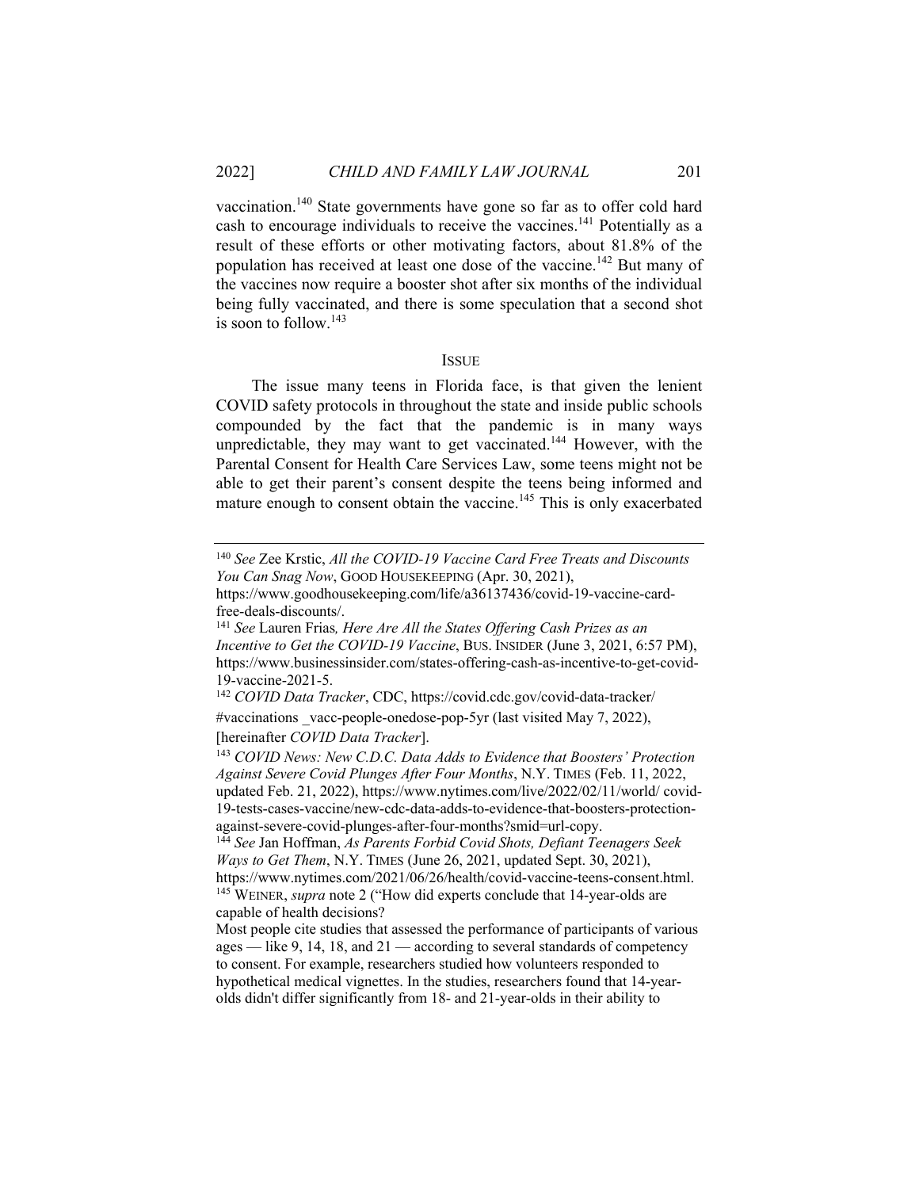vaccination.[140] State governments have gone so far as to offer cold hard cash to encourage individuals to receive the vaccines.[141] Potentially as a result of these efforts or other motivating factors, about 81.8% of the population has received at least one dose of the vaccine.[142] But many of the vaccines now require a booster shot after six months of the individual being fully vaccinated, and there is some speculation that a second shot is soon to follow.[143]

## ISSUE

The issue many teens in Florida face, is that given the lenient COVID safety protocols in throughout the state and inside public schools compounded by the fact that the pandemic is in many ways unpredictable, they may want to get vaccinated.[144] However, with the Parental Consent for Health Care Services Law, some teens might not be able to get their parent's consent despite the teens being informed and mature enough to consent obtain the vaccine.[145] This is only exacerbated

---

[140] *See* Zee Krstic, *All the COVID-19 Vaccine Card Free Treats and Discounts You Can Snag Now*, GOOD HOUSEKEEPING (Apr. 30, 2021), https://www.goodhousekeeping.com/life/a36137436/covid-19-vaccine-card-free-deals-discounts/.

[141] *See* Lauren Frias*, Here Are All the States Offering Cash Prizes as an Incentive to Get the COVID-19 Vaccine*, BUS. INSIDER (June 3, 2021, 6:57 PM), https://www.businessinsider.com/states-offering-cash-as-incentive-to-get-covid-19-vaccine-2021-5.

[142] *COVID Data Tracker*, CDC, https://covid.cdc.gov/covid-data-tracker/#vaccinations _vacc-people-onedose-pop-5yr (last visited May 7, 2022), [hereinafter *COVID Data Tracker*].

[143] *COVID News: New C.D.C. Data Adds to Evidence that Boosters' Protection Against Severe Covid Plunges After Four Months*, N.Y. TIMES (Feb. 11, 2022, updated Feb. 21, 2022), https://www.nytimes.com/live/2022/02/11/world/ covid-19-tests-cases-vaccine/new-cdc-data-adds-to-evidence-that-boosters-protection-against-severe-covid-plunges-after-four-months?smid=url-copy.

[144] *See* Jan Hoffman, *As Parents Forbid Covid Shots, Defiant Teenagers Seek Ways to Get Them*, N.Y. TIMES (June 26, 2021, updated Sept. 30, 2021), https://www.nytimes.com/2021/06/26/health/covid-vaccine-teens-consent.html.

[145] WEINER, *supra* note 2 ("How did experts conclude that 14-year-olds are capable of health decisions?

Most people cite studies that assessed the performance of participants of various ages — like 9, 14, 18, and 21 — according to several standards of competency to consent. For example, researchers studied how volunteers responded to hypothetical medical vignettes. In the studies, researchers found that 14-year-olds didn't differ significantly from 18- and 21-year-olds in their ability to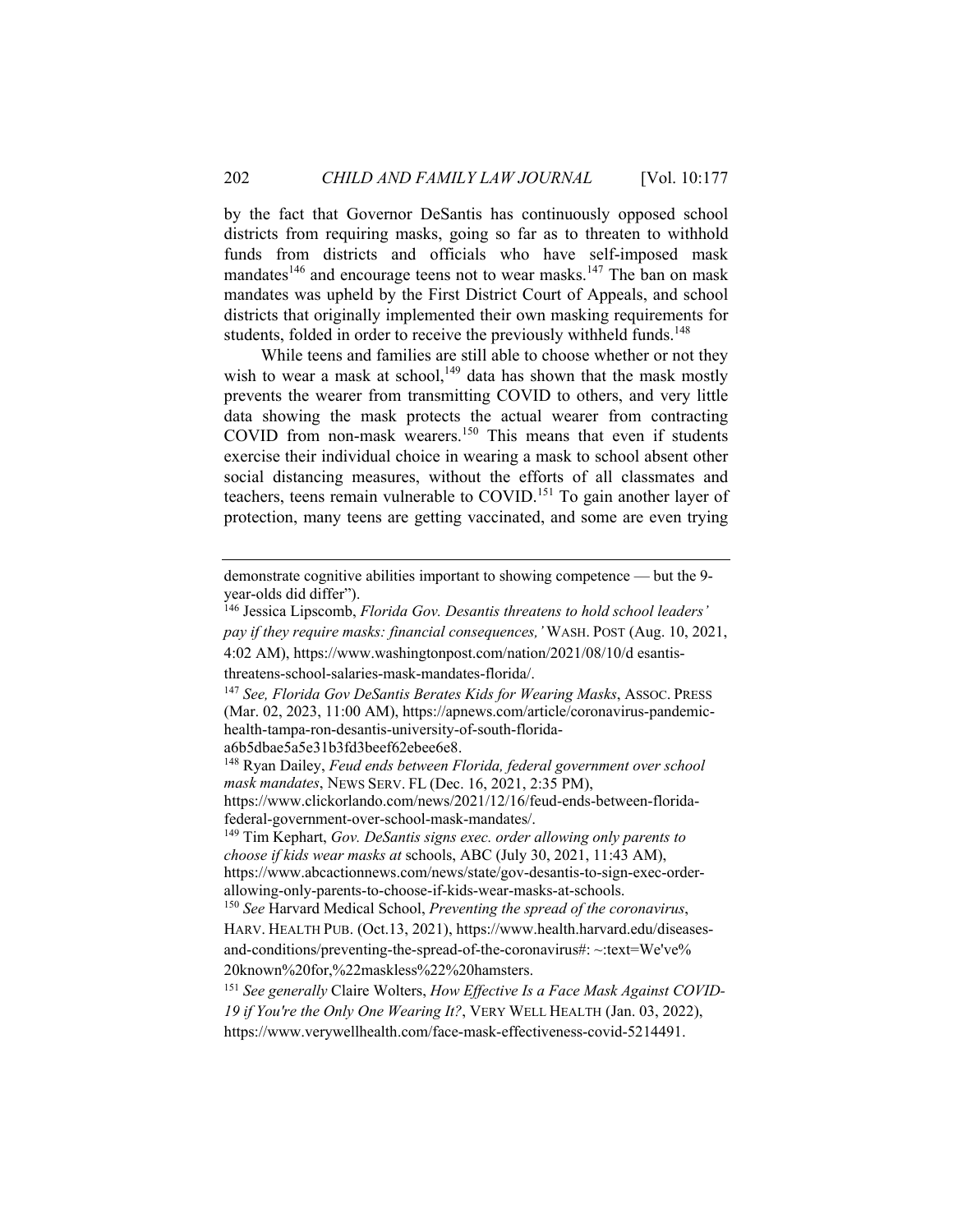by the fact that Governor DeSantis has continuously opposed school districts from requiring masks, going so far as to threaten to withhold funds from districts and officials who have self-imposed mask mandates[146] and encourage teens not to wear masks.[147] The ban on mask mandates was upheld by the First District Court of Appeals, and school districts that originally implemented their own masking requirements for students, folded in order to receive the previously withheld funds.[148]

While teens and families are still able to choose whether or not they wish to wear a mask at school,[149] data has shown that the mask mostly prevents the wearer from transmitting COVID to others, and very little data showing the mask protects the actual wearer from contracting COVID from non-mask wearers.[150] This means that even if students exercise their individual choice in wearing a mask to school absent other social distancing measures, without the efforts of all classmates and teachers, teens remain vulnerable to COVID.[151] To gain another layer of protection, many teens are getting vaccinated, and some are even trying

---

demonstrate cognitive abilities important to showing competence — but the 9-year-olds did differ").

[146] Jessica Lipscomb, *Florida Gov. Desantis threatens to hold school leaders' pay if they require masks: financial consequences,'* WASH. POST (Aug. 10, 2021, 4:02 AM), https://www.washingtonpost.com/nation/2021/08/10/d esantis-threatens-school-salaries-mask-mandates-florida/.

[147] *See, Florida Gov DeSantis Berates Kids for Wearing Masks*, ASSOC. PRESS (Mar. 02, 2023, 11:00 AM), https://apnews.com/article/coronavirus-pandemic-health-tampa-ron-desantis-university-of-south-florida-a6b5dbae5a5e31b3fd3beef62ebee6e8.

[148] Ryan Dailey, *Feud ends between Florida, federal government over school mask mandates*, NEWS SERV. FL (Dec. 16, 2021, 2:35 PM), https://www.clickorlando.com/news/2021/12/16/feud-ends-between-florida-federal-government-over-school-mask-mandates/.

[149] Tim Kephart, *Gov. DeSantis signs exec. order allowing only parents to choose if kids wear masks at* schools, ABC (July 30, 2021, 11:43 AM), https://www.abcactionnews.com/news/state/gov-desantis-to-sign-exec-order-allowing-only-parents-to-choose-if-kids-wear-masks-at-schools.

[150] *See* Harvard Medical School, *Preventing the spread of the coronavirus*, HARV. HEALTH PUB. (Oct.13, 2021), https://www.health.harvard.edu/diseases-and-conditions/preventing-the-spread-of-the-coronavirus#: ~:text=We've% 20known%20for,%22maskless%22%20hamsters.

[151] *See generally* Claire Wolters, *How Effective Is a Face Mask Against COVID-19 if You're the Only One Wearing It?*, VERY WELL HEALTH (Jan. 03, 2022), https://www.verywellhealth.com/face-mask-effectiveness-covid-5214491.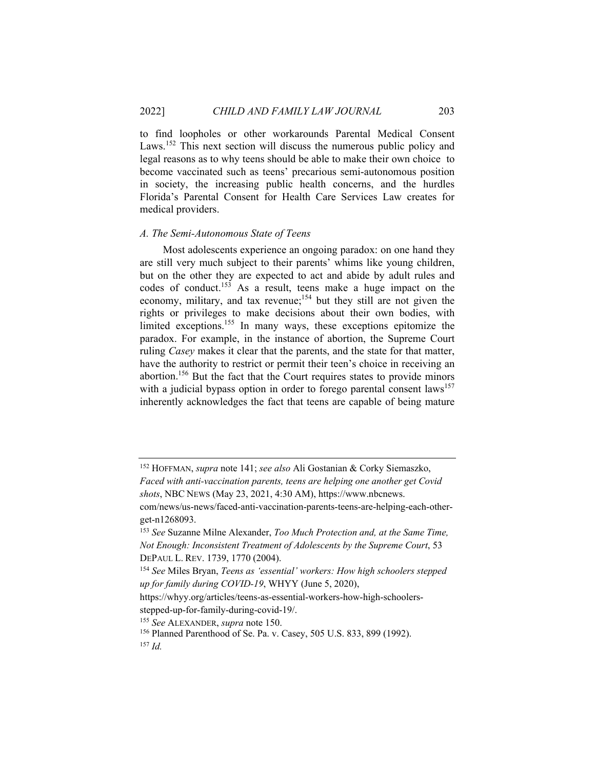to find loopholes or other workarounds Parental Medical Consent Laws.[152] This next section will discuss the numerous public policy and legal reasons as to why teens should be able to make their own choice to become vaccinated such as teens' precarious semi-autonomous position in society, the increasing public health concerns, and the hurdles Florida's Parental Consent for Health Care Services Law creates for medical providers.

### *A. The Semi-Autonomous State of Teens*

Most adolescents experience an ongoing paradox: on one hand they are still very much subject to their parents' whims like young children, but on the other they are expected to act and abide by adult rules and codes of conduct.[153] As a result, teens make a huge impact on the economy, military, and tax revenue;[154] but they still are not given the rights or privileges to make decisions about their own bodies, with limited exceptions.[155] In many ways, these exceptions epitomize the paradox. For example, in the instance of abortion, the Supreme Court ruling *Casey* makes it clear that the parents, and the state for that matter, have the authority to restrict or permit their teen's choice in receiving an abortion.[156] But the fact that the Court requires states to provide minors with a judicial bypass option in order to forego parental consent laws[157] inherently acknowledges the fact that teens are capable of being mature

---

[152] HOFFMAN, *supra* note 141; *see also* Ali Gostanian & Corky Siemaszko, *Faced with anti-vaccination parents, teens are helping one another get Covid shots*, NBC NEWS (May 23, 2021, 4:30 AM), https://www.nbcnews.com/news/us-news/faced-anti-vaccination-parents-teens-are-helping-each-other-get-n1268093.

[153] *See* Suzanne Milne Alexander, *Too Much Protection and, at the Same Time, Not Enough: Inconsistent Treatment of Adolescents by the Supreme Court*, 53 DEPAUL L. REV. 1739, 1770 (2004).

[154] *See* Miles Bryan, *Teens as 'essential' workers: How high schoolers stepped up for family during COVID-19*, WHYY (June 5, 2020), https://whyy.org/articles/teens-as-essential-workers-how-high-schoolers-stepped-up-for-family-during-covid-19/.

[155] *See* ALEXANDER, *supra* note 150.

[156] Planned Parenthood of Se. Pa. v. Casey, 505 U.S. 833, 899 (1992).

[157] *Id.*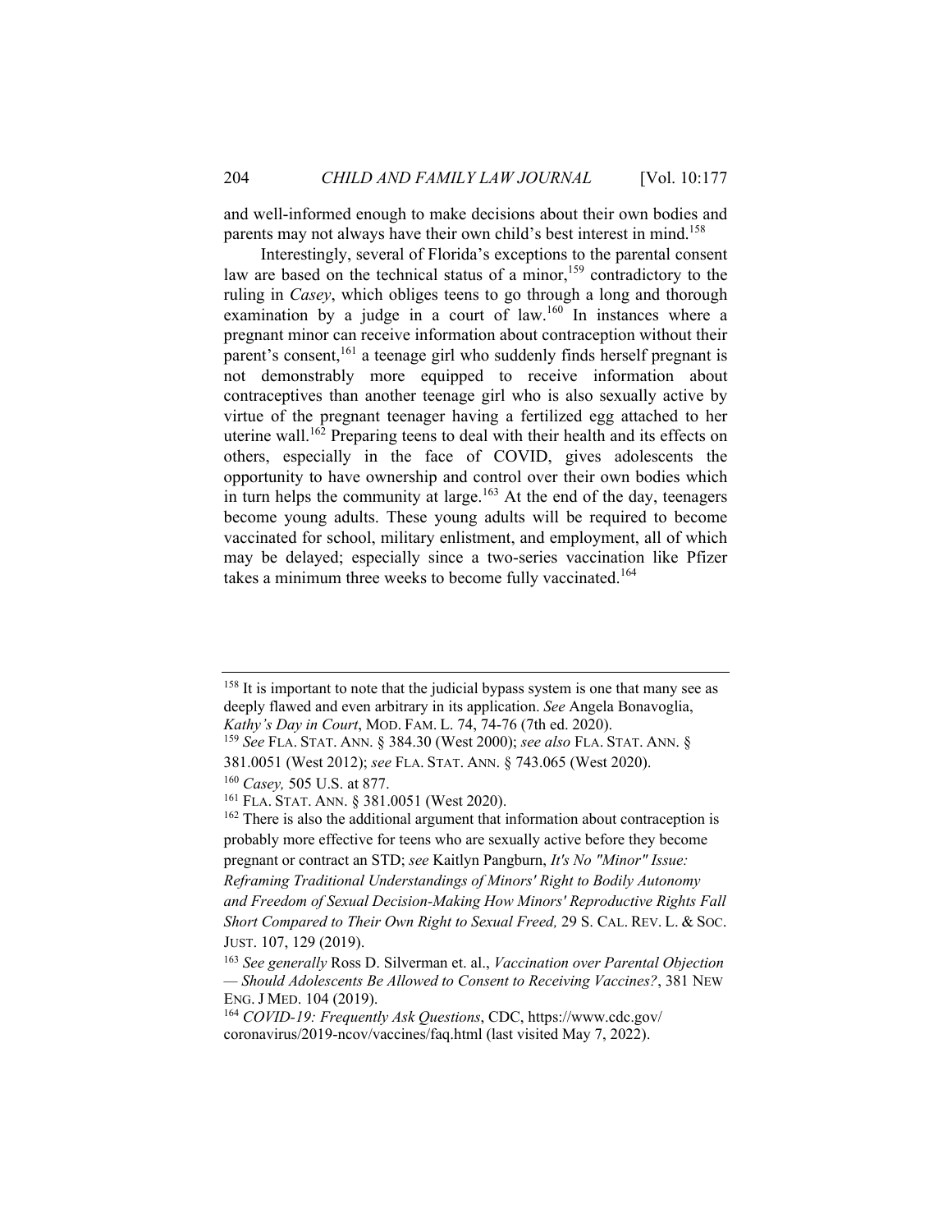and well-informed enough to make decisions about their own bodies and parents may not always have their own child's best interest in mind.[158]

Interestingly, several of Florida's exceptions to the parental consent law are based on the technical status of a minor,[159] contradictory to the ruling in *Casey*, which obliges teens to go through a long and thorough examination by a judge in a court of law.[160] In instances where a pregnant minor can receive information about contraception without their parent's consent,[161] a teenage girl who suddenly finds herself pregnant is not demonstrably more equipped to receive information about contraceptives than another teenage girl who is also sexually active by virtue of the pregnant teenager having a fertilized egg attached to her uterine wall.[162] Preparing teens to deal with their health and its effects on others, especially in the face of COVID, gives adolescents the opportunity to have ownership and control over their own bodies which in turn helps the community at large.[163] At the end of the day, teenagers become young adults. These young adults will be required to become vaccinated for school, military enlistment, and employment, all of which may be delayed; especially since a two-series vaccination like Pfizer takes a minimum three weeks to become fully vaccinated.[164]

---

[158] It is important to note that the judicial bypass system is one that many see as deeply flawed and even arbitrary in its application. *See* Angela Bonavoglia, *Kathy's Day in Court*, MOD. FAM. L. 74, 74-76 (7th ed. 2020).

[159] *See* FLA. STAT. ANN. § 384.30 (West 2000); *see also* FLA. STAT. ANN. § 381.0051 (West 2012); *see* FLA. STAT. ANN. § 743.065 (West 2020).

[160] *Casey,* 505 U.S. at 877.

[161] FLA. STAT. ANN. § 381.0051 (West 2020).

[162] There is also the additional argument that information about contraception is probably more effective for teens who are sexually active before they become pregnant or contract an STD; *see* Kaitlyn Pangburn, *It's No "Minor" Issue: Reframing Traditional Understandings of Minors' Right to Bodily Autonomy and Freedom of Sexual Decision-Making How Minors' Reproductive Rights Fall Short Compared to Their Own Right to Sexual Freed,* 29 S. CAL. REV. L. & SOC. JUST. 107, 129 (2019).

[163] *See generally* Ross D. Silverman et. al., *Vaccination over Parental Objection — Should Adolescents Be Allowed to Consent to Receiving Vaccines?*, 381 NEW ENG. J MED. 104 (2019).

[164] *COVID-19: Frequently Ask Questions*, CDC, https://www.cdc.gov/coronavirus/2019-ncov/vaccines/faq.html (last visited May 7, 2022).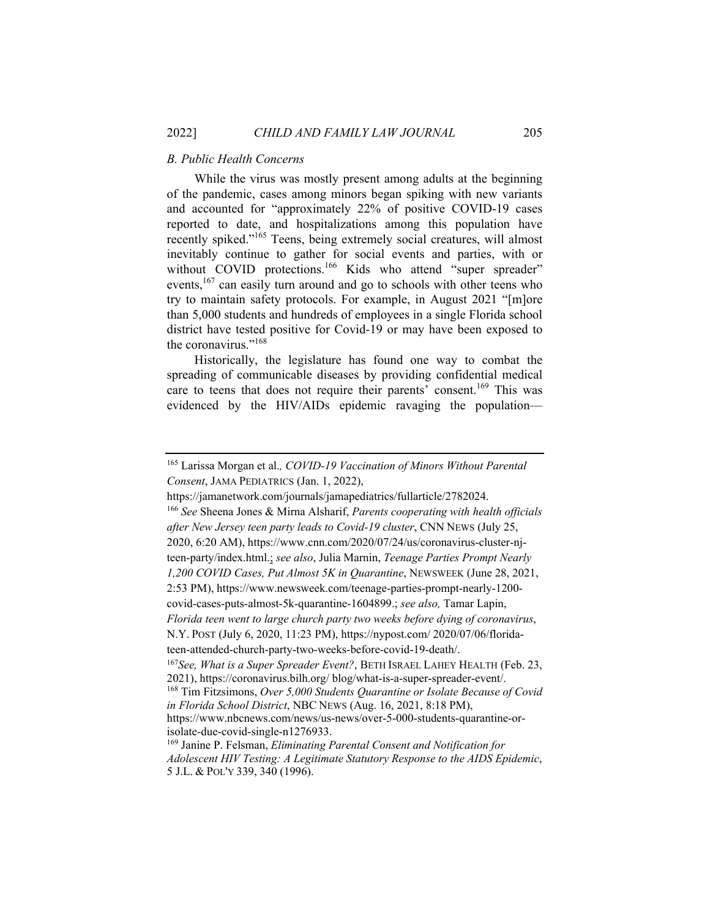### *B. Public Health Concerns*

While the virus was mostly present among adults at the beginning of the pandemic, cases among minors began spiking with new variants and accounted for "approximately 22% of positive COVID-19 cases reported to date, and hospitalizations among this population have recently spiked."[165] Teens, being extremely social creatures, will almost inevitably continue to gather for social events and parties, with or without COVID protections.[166] Kids who attend "super spreader" events,[167] can easily turn around and go to schools with other teens who try to maintain safety protocols. For example, in August 2021 "[m]ore than 5,000 students and hundreds of employees in a single Florida school district have tested positive for Covid-19 or may have been exposed to the coronavirus."[168]

Historically, the legislature has found one way to combat the spreading of communicable diseases by providing confidential medical care to teens that does not require their parents' consent.[169] This was evidenced by the HIV/AIDs epidemic ravaging the population—

---

[165] Larissa Morgan et al*., COVID-19 Vaccination of Minors Without Parental Consent*, JAMA PEDIATRICS (Jan. 1, 2022), https://jamanetwork.com/journals/jamapediatrics/fullarticle/2782024.

[166] *See* Sheena Jones & Mirna Alsharif, *Parents cooperating with health officials after New Jersey teen party leads to Covid-19 cluster*, CNN NEWS (July 25, 2020, 6:20 AM), https://www.cnn.com/2020/07/24/us/coronavirus-cluster-nj-teen-party/index.html.; *see also*, Julia Marnin, *Teenage Parties Prompt Nearly 1,200 COVID Cases, Put Almost 5K in Quarantine*, NEWSWEEK (June 28, 2021, 2:53 PM), https://www.newsweek.com/teenage-parties-prompt-nearly-1200-covid-cases-puts-almost-5k-quarantine-1604899.; *see also,* Tamar Lapin, *Florida teen went to large church party two weeks before dying of coronavirus*, N.Y. POST (July 6, 2020, 11:23 PM), https://nypost.com/ 2020/07/06/florida-teen-attended-church-party-two-weeks-before-covid-19-death/.

[167] *See, What is a Super Spreader Event?*, BETH ISRAEL LAHEY HEALTH (Feb. 23, 2021), https://coronavirus.bilh.org/ blog/what-is-a-super-spreader-event/.

[168] Tim Fitzsimons, *Over 5,000 Students Quarantine or Isolate Because of Covid in Florida School District*, NBC NEWS (Aug. 16, 2021, 8:18 PM), https://www.nbcnews.com/news/us-news/over-5-000-students-quarantine-or-isolate-due-covid-single-n1276933.

[169] Janine P. Felsman, *Eliminating Parental Consent and Notification for Adolescent HIV Testing: A Legitimate Statutory Response to the AIDS Epidemic*, 5 J.L. & POL'Y 339, 340 (1996).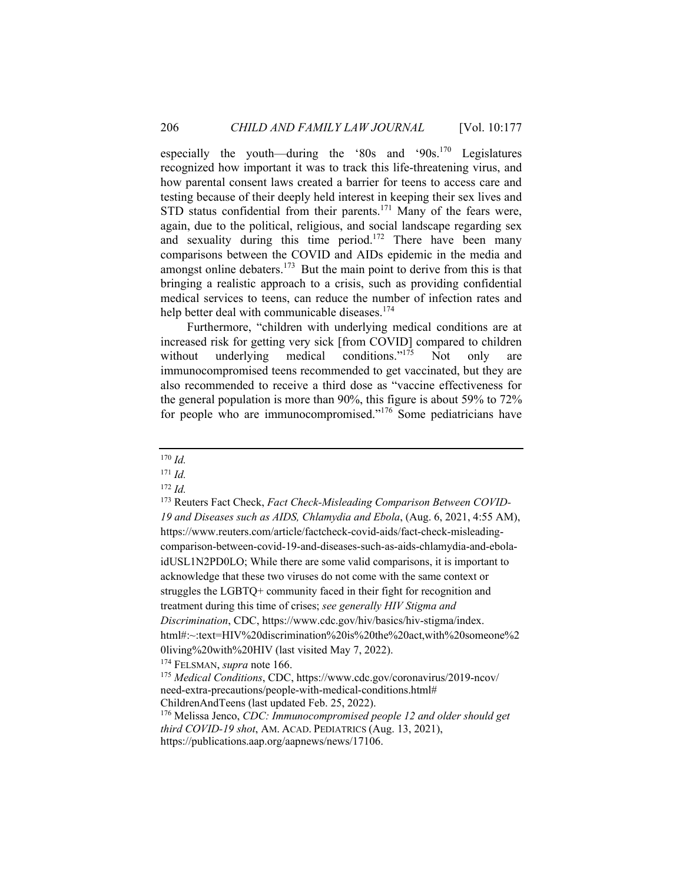especially the youth—during the '80s and '90s.[170] Legislatures recognized how important it was to track this life-threatening virus, and how parental consent laws created a barrier for teens to access care and testing because of their deeply held interest in keeping their sex lives and STD status confidential from their parents.[171] Many of the fears were, again, due to the political, religious, and social landscape regarding sex and sexuality during this time period.[172] There have been many comparisons between the COVID and AIDs epidemic in the media and amongst online debaters.[173] But the main point to derive from this is that bringing a realistic approach to a crisis, such as providing confidential medical services to teens, can reduce the number of infection rates and help better deal with communicable diseases.[174]

Furthermore, "children with underlying medical conditions are at increased risk for getting very sick [from COVID] compared to children without underlying medical conditions."[175] Not only are immunocompromised teens recommended to get vaccinated, but they are also recommended to receive a third dose as "vaccine effectiveness for the general population is more than 90%, this figure is about 59% to 72% for people who are immunocompromised."[176] Some pediatricians have

---

[170] *Id.*

[171] *Id.*

[172] *Id.*

[173] Reuters Fact Check, *Fact Check-Misleading Comparison Between COVID-19 and Diseases such as AIDS, Chlamydia and Ebola*, (Aug. 6, 2021, 4:55 AM), https://www.reuters.com/article/factcheck-covid-aids/fact-check-misleading-comparison-between-covid-19-and-diseases-such-as-aids-chlamydia-and-ebola-idUSL1N2PD0LO; While there are some valid comparisons, it is important to acknowledge that these two viruses do not come with the same context or struggles the LGBTQ+ community faced in their fight for recognition and treatment during this time of crises; *see generally HIV Stigma and Discrimination*, CDC, https://www.cdc.gov/hiv/basics/hiv-stigma/index.html#:~:text=HIV%20discrimination%20is%20the%20act,with%20someone%20living%20with%20HIV (last visited May 7, 2022).

[174] FELSMAN, *supra* note 166.

[175] *Medical Conditions*, CDC, https://www.cdc.gov/coronavirus/2019-ncov/need-extra-precautions/people-with-medical-conditions.html#ChildrenAndTeens (last updated Feb. 25, 2022).

[176] Melissa Jenco, *CDC: Immunocompromised people 12 and older should get third COVID-19 shot*, AM. ACAD. PEDIATRICS (Aug. 13, 2021), https://publications.aap.org/aapnews/news/17106.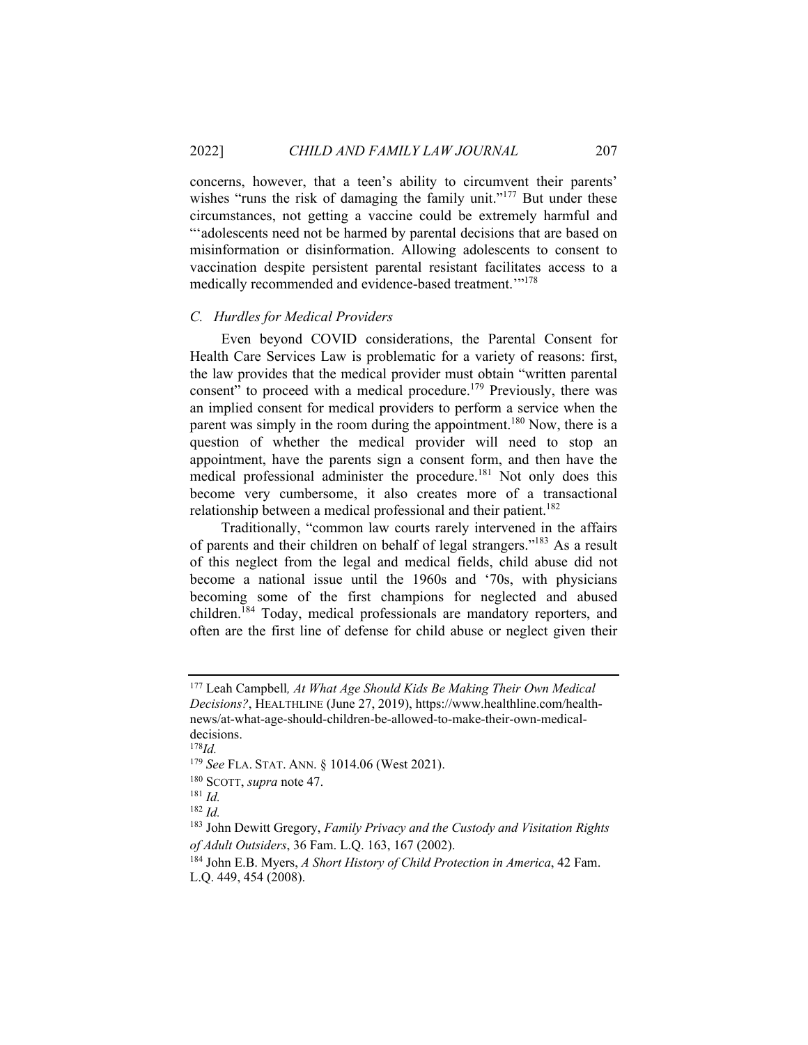concerns, however, that a teen's ability to circumvent their parents' wishes "runs the risk of damaging the family unit."[177] But under these circumstances, not getting a vaccine could be extremely harmful and "'adolescents need not be harmed by parental decisions that are based on misinformation or disinformation. Allowing adolescents to consent to vaccination despite persistent parental resistant facilitates access to a medically recommended and evidence-based treatment.'"[178]

### *C. Hurdles for Medical Providers*

Even beyond COVID considerations, the Parental Consent for Health Care Services Law is problematic for a variety of reasons: first, the law provides that the medical provider must obtain "written parental consent" to proceed with a medical procedure.[179] Previously, there was an implied consent for medical providers to perform a service when the parent was simply in the room during the appointment.[180] Now, there is a question of whether the medical provider will need to stop an appointment, have the parents sign a consent form, and then have the medical professional administer the procedure.[181] Not only does this become very cumbersome, it also creates more of a transactional relationship between a medical professional and their patient.[182]

Traditionally, "common law courts rarely intervened in the affairs of parents and their children on behalf of legal strangers."[183] As a result of this neglect from the legal and medical fields, child abuse did not become a national issue until the 1960s and '70s, with physicians becoming some of the first champions for neglected and abused children.[184] Today, medical professionals are mandatory reporters, and often are the first line of defense for child abuse or neglect given their

---

[177] Leah Campbell*, At What Age Should Kids Be Making Their Own Medical Decisions?*, HEALTHLINE (June 27, 2019), https://www.healthline.com/health-news/at-what-age-should-children-be-allowed-to-make-their-own-medical-decisions.

[178] *Id.*

[179] *See* FLA. STAT. ANN. § 1014.06 (West 2021).

[180] SCOTT, *supra* note 47.

[181] *Id.*

[182] *Id.*

[183] John Dewitt Gregory, *Family Privacy and the Custody and Visitation Rights of Adult Outsiders*, 36 Fam. L.Q. 163, 167 (2002).

[184] John E.B. Myers, *A Short History of Child Protection in America*, 42 Fam. L.Q. 449, 454 (2008).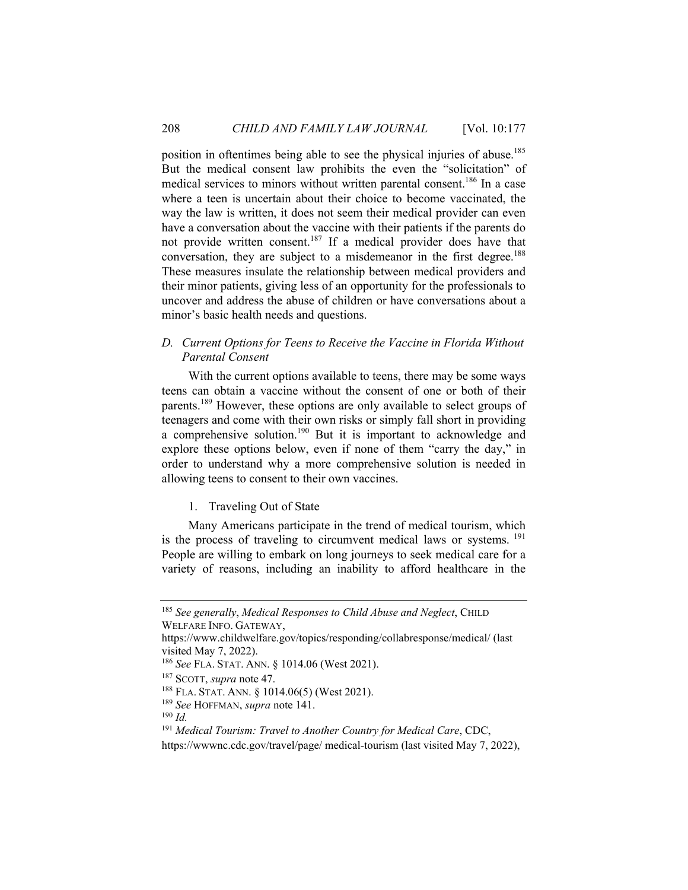position in oftentimes being able to see the physical injuries of abuse.[185] But the medical consent law prohibits the even the "solicitation" of medical services to minors without written parental consent.[186] In a case where a teen is uncertain about their choice to become vaccinated, the way the law is written, it does not seem their medical provider can even have a conversation about the vaccine with their patients if the parents do not provide written consent.[187] If a medical provider does have that conversation, they are subject to a misdemeanor in the first degree.[188] These measures insulate the relationship between medical providers and their minor patients, giving less of an opportunity for the professionals to uncover and address the abuse of children or have conversations about a minor's basic health needs and questions.

### *D. Current Options for Teens to Receive the Vaccine in Florida Without Parental Consent*

With the current options available to teens, there may be some ways teens can obtain a vaccine without the consent of one or both of their parents.[189] However, these options are only available to select groups of teenagers and come with their own risks or simply fall short in providing a comprehensive solution.[190] But it is important to acknowledge and explore these options below, even if none of them "carry the day," in order to understand why a more comprehensive solution is needed in allowing teens to consent to their own vaccines.

#### 1. Traveling Out of State

Many Americans participate in the trend of medical tourism, which is the process of traveling to circumvent medical laws or systems. [191] People are willing to embark on long journeys to seek medical care for a variety of reasons, including an inability to afford healthcare in the

---

[185] *See generally*, *Medical Responses to Child Abuse and Neglect*, CHILD WELFARE INFO. GATEWAY, https://www.childwelfare.gov/topics/responding/collabresponse/medical/ (last visited May 7, 2022).

[186] *See* FLA. STAT. ANN. § 1014.06 (West 2021).

[187] SCOTT, *supra* note 47.

[188] FLA. STAT. ANN. § 1014.06(5) (West 2021).

[189] *See* HOFFMAN, *supra* note 141.

[190] *Id.*

[191] *Medical Tourism: Travel to Another Country for Medical Care*, CDC, https://wwwnc.cdc.gov/travel/page/ medical-tourism (last visited May 7, 2022),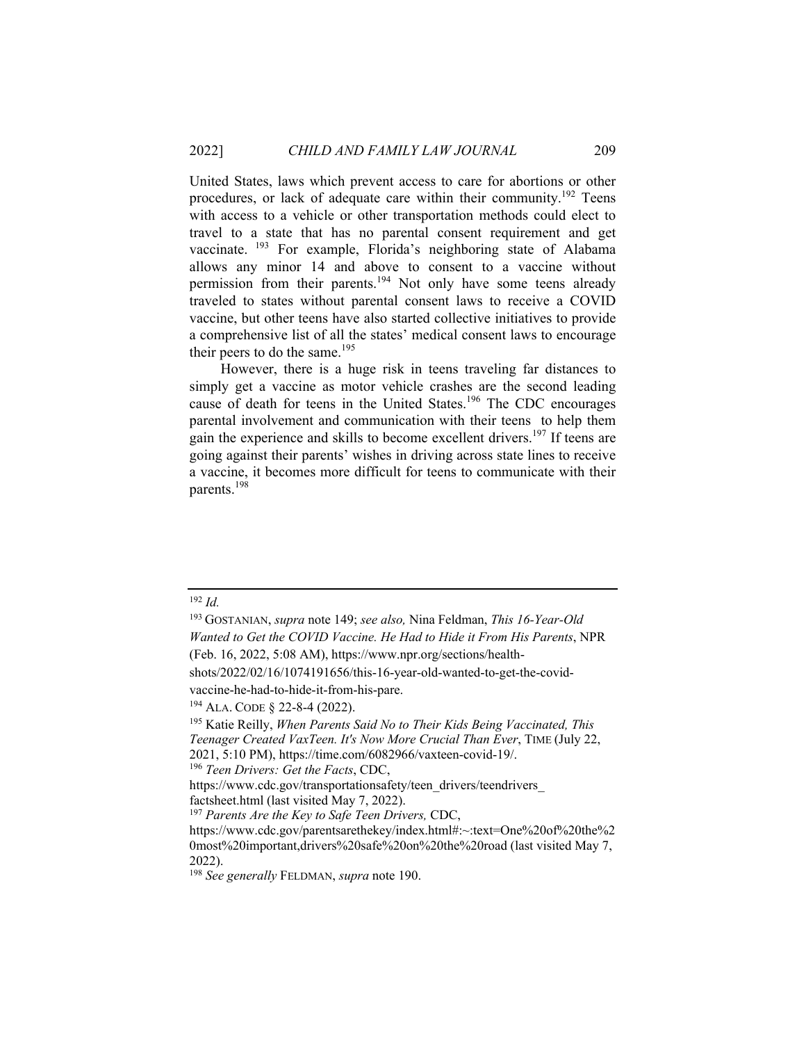United States, laws which prevent access to care for abortions or other procedures, or lack of adequate care within their community.[192] Teens with access to a vehicle or other transportation methods could elect to travel to a state that has no parental consent requirement and get vaccinate. [193] For example, Florida's neighboring state of Alabama allows any minor 14 and above to consent to a vaccine without permission from their parents.[194] Not only have some teens already traveled to states without parental consent laws to receive a COVID vaccine, but other teens have also started collective initiatives to provide a comprehensive list of all the states' medical consent laws to encourage their peers to do the same.[195]

However, there is a huge risk in teens traveling far distances to simply get a vaccine as motor vehicle crashes are the second leading cause of death for teens in the United States.[196] The CDC encourages parental involvement and communication with their teens to help them gain the experience and skills to become excellent drivers.[197] If teens are going against their parents' wishes in driving across state lines to receive a vaccine, it becomes more difficult for teens to communicate with their parents.[198]

---

[192] *Id.*

[193] GOSTANIAN, *supra* note 149; *see also,* Nina Feldman, *This 16-Year-Old Wanted to Get the COVID Vaccine. He Had to Hide it From His Parents*, NPR (Feb. 16, 2022, 5:08 AM), https://www.npr.org/sections/health-shots/2022/02/16/1074191656/this-16-year-old-wanted-to-get-the-covid-vaccine-he-had-to-hide-it-from-his-pare.

[194] ALA. CODE § 22-8-4 (2022).

[195] Katie Reilly, *When Parents Said No to Their Kids Being Vaccinated, This Teenager Created VaxTeen. It's Now More Crucial Than Ever*, TIME (July 22, 2021, 5:10 PM), https://time.com/6082966/vaxteen-covid-19/.

[196] *Teen Drivers: Get the Facts*, CDC, https://www.cdc.gov/transportationsafety/teen_drivers/teendrivers_factsheet.html (last visited May 7, 2022).

[197] *Parents Are the Key to Safe Teen Drivers,* CDC, https://www.cdc.gov/parentsarethekey/index.html#:~:text=One%20of%20the%20most%20important,drivers%20safe%20on%20the%20road (last visited May 7, 2022).

[198] *See generally* FELDMAN, *supra* note 190.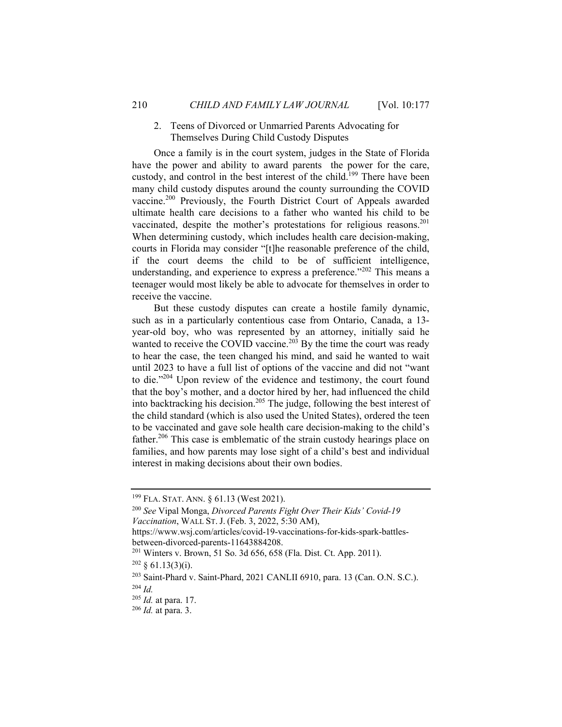### 2. Teens of Divorced or Unmarried Parents Advocating for Themselves During Child Custody Disputes

Once a family is in the court system, judges in the State of Florida have the power and ability to award parents  the power for the care, custody, and control in the best interest of the child.[199] There have been many child custody disputes around the county surrounding the COVID vaccine.[200] Previously, the Fourth District Court of Appeals awarded ultimate health care decisions to a father who wanted his child to be vaccinated, despite the mother's protestations for religious reasons.[201] When determining custody, which includes health care decision-making, courts in Florida may consider "[t]he reasonable preference of the child, if the court deems the child to be of sufficient intelligence, understanding, and experience to express a preference."[202] This means a teenager would most likely be able to advocate for themselves in order to receive the vaccine.

But these custody disputes can create a hostile family dynamic, such as in a particularly contentious case from Ontario, Canada, a 13-year-old boy, who was represented by an attorney, initially said he wanted to receive the COVID vaccine.[203] By the time the court was ready to hear the case, the teen changed his mind, and said he wanted to wait until 2023 to have a full list of options of the vaccine and did not "want to die."[204] Upon review of the evidence and testimony, the court found that the boy's mother, and a doctor hired by her, had influenced the child into backtracking his decision.[205] The judge, following the best interest of the child standard (which is also used the United States), ordered the teen to be vaccinated and gave sole health care decision-making to the child's father.[206] This case is emblematic of the strain custody hearings place on families, and how parents may lose sight of a child's best and individual interest in making decisions about their own bodies.

---

[199] FLA. STAT. ANN. § 61.13 (West 2021).

[200] *See* Vipal Monga, *Divorced Parents Fight Over Their Kids' Covid-19 Vaccination*, WALL ST. J. (Feb. 3, 2022, 5:30 AM), https://www.wsj.com/articles/covid-19-vaccinations-for-kids-spark-battles-between-divorced-parents-11643884208.

[201] Winters v. Brown, 51 So. 3d 656, 658 (Fla. Dist. Ct. App. 2011).

[202] § 61.13(3)(i).

[203] Saint-Phard v. Saint-Phard, 2021 CANLII 6910, para. 13 (Can. O.N. S.C.).

[204] *Id.*

[205] *Id.* at para. 17.

[206] *Id.* at para. 3.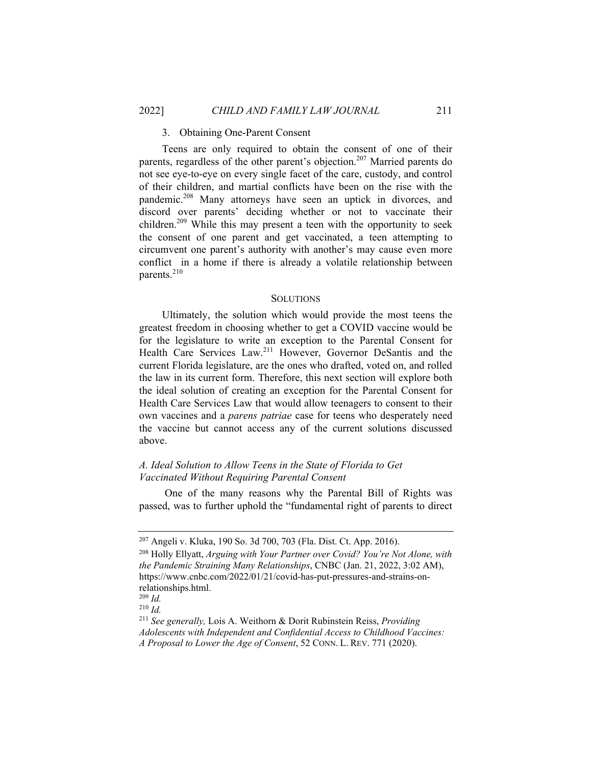### 3. Obtaining One-Parent Consent

Teens are only required to obtain the consent of one of their parents, regardless of the other parent's objection.[207] Married parents do not see eye-to-eye on every single facet of the care, custody, and control of their children, and martial conflicts have been on the rise with the pandemic.[208] Many attorneys have seen an uptick in divorces, and discord over parents' deciding whether or not to vaccinate their children.[209] While this may present a teen with the opportunity to seek the consent of one parent and get vaccinated, a teen attempting to circumvent one parent's authority with another's may cause even more conflict in a home if there is already a volatile relationship between parents.[210]

## SOLUTIONS

Ultimately, the solution which would provide the most teens the greatest freedom in choosing whether to get a COVID vaccine would be for the legislature to write an exception to the Parental Consent for Health Care Services Law.[211] However, Governor DeSantis and the current Florida legislature, are the ones who drafted, voted on, and rolled the law in its current form. Therefore, this next section will explore both the ideal solution of creating an exception for the Parental Consent for Health Care Services Law that would allow teenagers to consent to their own vaccines and a *parens patriae* case for teens who desperately need the vaccine but cannot access any of the current solutions discussed above.

### *A. Ideal Solution to Allow Teens in the State of Florida to Get Vaccinated Without Requiring Parental Consent*

One of the many reasons why the Parental Bill of Rights was passed, was to further uphold the "fundamental right of parents to direct

---

[207] Angeli v. Kluka, 190 So. 3d 700, 703 (Fla. Dist. Ct. App. 2016).

[208] Holly Ellyatt, *Arguing with Your Partner over Covid? You're Not Alone, with the Pandemic Straining Many Relationships*, CNBC (Jan. 21, 2022, 3:02 AM), https://www.cnbc.com/2022/01/21/covid-has-put-pressures-and-strains-on-relationships.html.

[209] *Id.*

[210] *Id.*

[211] *See generally,* Lois A. Weithorn & Dorit Rubinstein Reiss, *Providing Adolescents with Independent and Confidential Access to Childhood Vaccines: A Proposal to Lower the Age of Consent*, 52 CONN. L. REV. 771 (2020).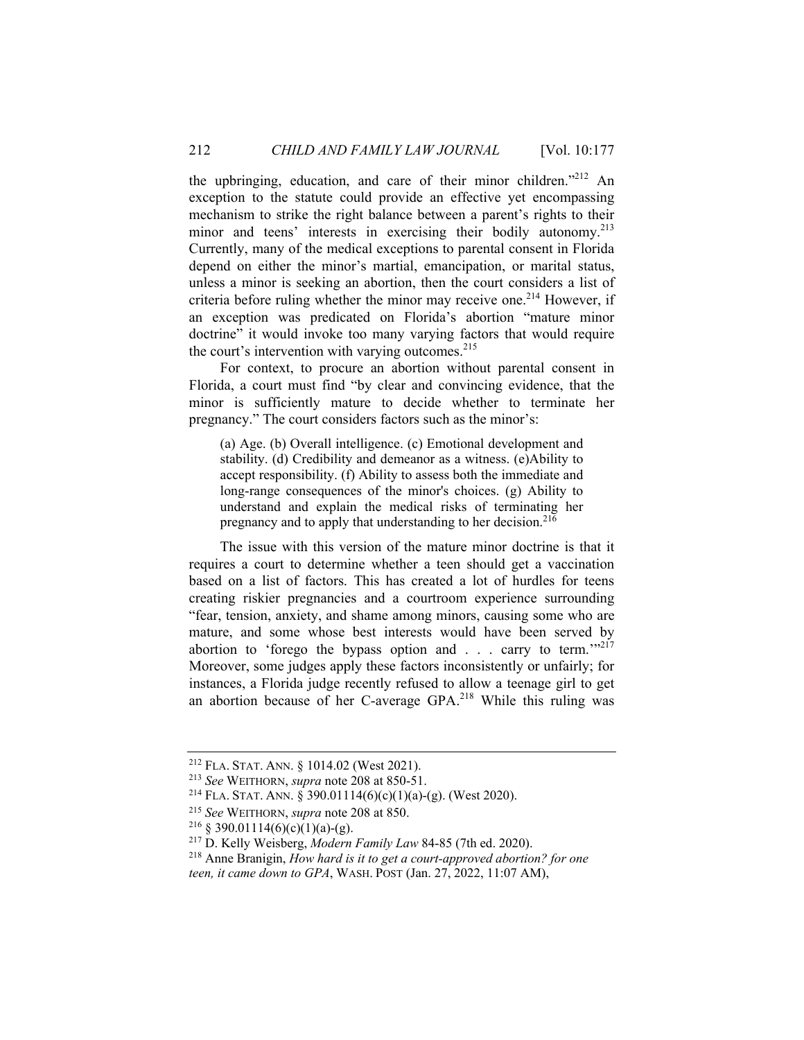the upbringing, education, and care of their minor children."[212] An exception to the statute could provide an effective yet encompassing mechanism to strike the right balance between a parent's rights to their minor and teens' interests in exercising their bodily autonomy.[213] Currently, many of the medical exceptions to parental consent in Florida depend on either the minor's martial, emancipation, or marital status, unless a minor is seeking an abortion, then the court considers a list of criteria before ruling whether the minor may receive one.[214] However, if an exception was predicated on Florida's abortion "mature minor doctrine" it would invoke too many varying factors that would require the court's intervention with varying outcomes.[215]

For context, to procure an abortion without parental consent in Florida, a court must find "by clear and convincing evidence, that the minor is sufficiently mature to decide whether to terminate her pregnancy." The court considers factors such as the minor's:

> (a) Age. (b) Overall intelligence. (c) Emotional development and stability. (d) Credibility and demeanor as a witness. (e)Ability to accept responsibility. (f) Ability to assess both the immediate and long-range consequences of the minor's choices. (g) Ability to understand and explain the medical risks of terminating her pregnancy and to apply that understanding to her decision.[216]

The issue with this version of the mature minor doctrine is that it requires a court to determine whether a teen should get a vaccination based on a list of factors. This has created a lot of hurdles for teens creating riskier pregnancies and a courtroom experience surrounding "fear, tension, anxiety, and shame among minors, causing some who are mature, and some whose best interests would have been served by abortion to 'forego the bypass option and . . . carry to term.'"[217] Moreover, some judges apply these factors inconsistently or unfairly; for instances, a Florida judge recently refused to allow a teenage girl to get an abortion because of her C-average GPA.[218] While this ruling was

---

[212] FLA. STAT. ANN. § 1014.02 (West 2021).

[213] *See* WEITHORN, *supra* note 208 at 850-51.

[214] FLA. STAT. ANN. § 390.01114(6)(c)(1)(a)-(g). (West 2020).

[215] *See* WEITHORN, *supra* note 208 at 850.

[216] § 390.01114(6)(c)(1)(a)-(g).

[217] D. Kelly Weisberg, *Modern Family Law* 84-85 (7th ed. 2020).

[218] Anne Branigin, *How hard is it to get a court-approved abortion? for one teen, it came down to GPA*, WASH. POST (Jan. 27, 2022, 11:07 AM),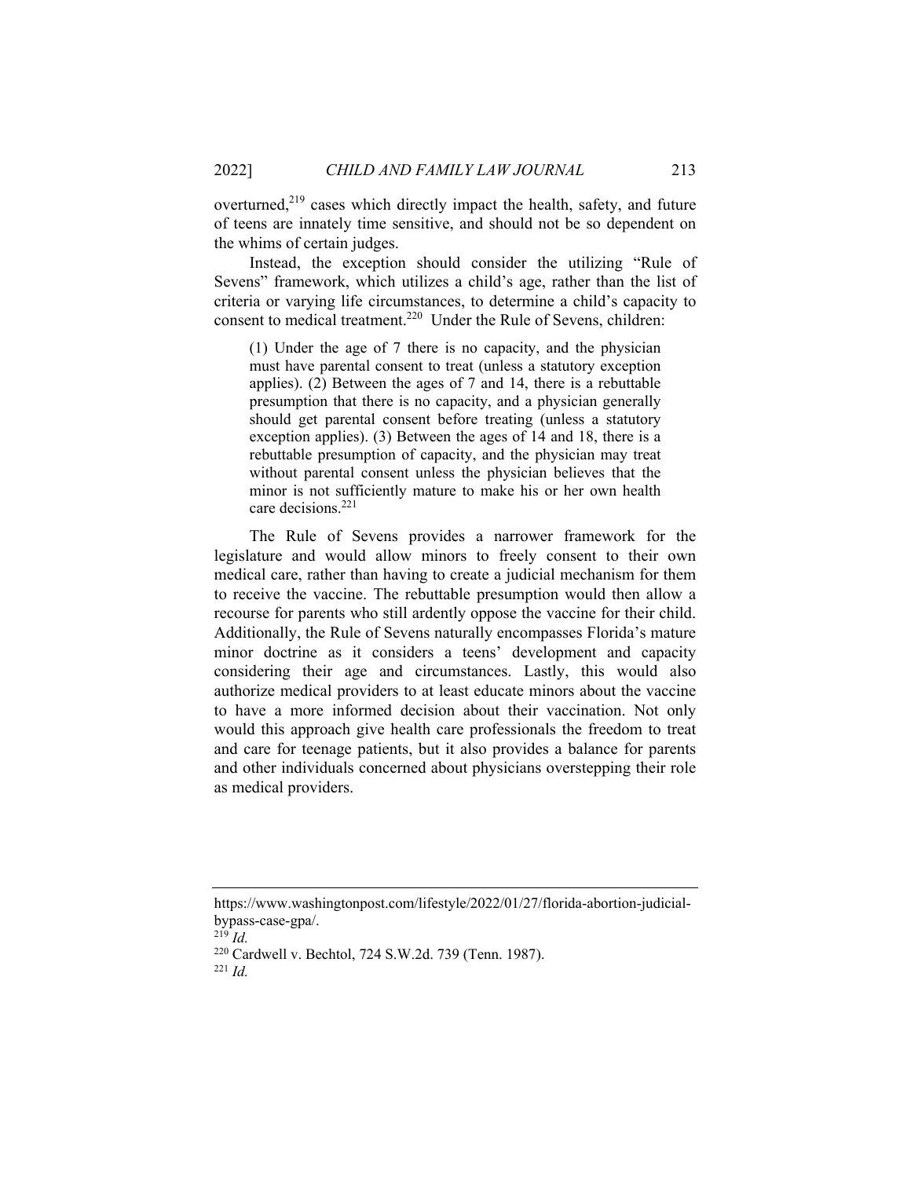overturned,[219] cases which directly impact the health, safety, and future of teens are innately time sensitive, and should not be so dependent on the whims of certain judges.

Instead, the exception should consider the utilizing "Rule of Sevens" framework, which utilizes a child's age, rather than the list of criteria or varying life circumstances, to determine a child's capacity to consent to medical treatment.[220] Under the Rule of Sevens, children:

> (1) Under the age of 7 there is no capacity, and the physician must have parental consent to treat (unless a statutory exception applies). (2) Between the ages of 7 and 14, there is a rebuttable presumption that there is no capacity, and a physician generally should get parental consent before treating (unless a statutory exception applies). (3) Between the ages of 14 and 18, there is a rebuttable presumption of capacity, and the physician may treat without parental consent unless the physician believes that the minor is not sufficiently mature to make his or her own health care decisions.[221]

The Rule of Sevens provides a narrower framework for the legislature and would allow minors to freely consent to their own medical care, rather than having to create a judicial mechanism for them to receive the vaccine. The rebuttable presumption would then allow a recourse for parents who still ardently oppose the vaccine for their child. Additionally, the Rule of Sevens naturally encompasses Florida's mature minor doctrine as it considers a teens' development and capacity considering their age and circumstances. Lastly, this would also authorize medical providers to at least educate minors about the vaccine to have a more informed decision about their vaccination. Not only would this approach give health care professionals the freedom to treat and care for teenage patients, but it also provides a balance for parents and other individuals concerned about physicians overstepping their role as medical providers.

---

https://www.washingtonpost.com/lifestyle/2022/01/27/florida-abortion-judicial-bypass-case-gpa/.

[219] *Id.*

[220] Cardwell v. Bechtol, 724 S.W.2d. 739 (Tenn. 1987).

[221] *Id.*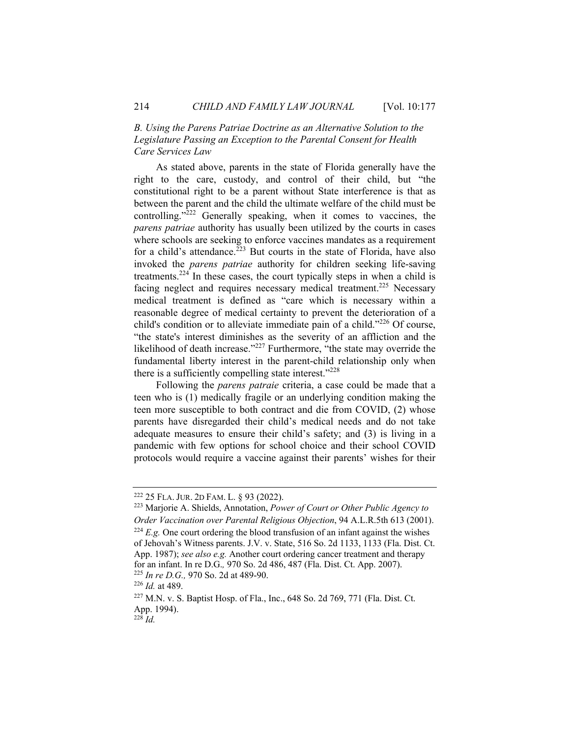### *B. Using the Parens Patriae Doctrine as an Alternative Solution to the Legislature Passing an Exception to the Parental Consent for Health Care Services Law*

As stated above, parents in the state of Florida generally have the right to the care, custody, and control of their child, but "the constitutional right to be a parent without State interference is that as between the parent and the child the ultimate welfare of the child must be controlling."[222] Generally speaking, when it comes to vaccines, the *parens patriae* authority has usually been utilized by the courts in cases where schools are seeking to enforce vaccines mandates as a requirement for a child's attendance.[223] But courts in the state of Florida, have also invoked the *parens patriae* authority for children seeking life-saving treatments.[224] In these cases, the court typically steps in when a child is facing neglect and requires necessary medical treatment.[225] Necessary medical treatment is defined as "care which is necessary within a reasonable degree of medical certainty to prevent the deterioration of a child's condition or to alleviate immediate pain of a child."[226] Of course, "the state's interest diminishes as the severity of an affliction and the likelihood of death increase."[227] Furthermore, "the state may override the fundamental liberty interest in the parent-child relationship only when there is a sufficiently compelling state interest."[228]

Following the *parens patraie* criteria, a case could be made that a teen who is (1) medically fragile or an underlying condition making the teen more susceptible to both contract and die from COVID, (2) whose parents have disregarded their child's medical needs and do not take adequate measures to ensure their child's safety; and (3) is living in a pandemic with few options for school choice and their school COVID protocols would require a vaccine against their parents' wishes for their

---

[222] 25 FLA. JUR. 2D FAM. L. § 93 (2022).

[223] Marjorie A. Shields, Annotation, *Power of Court or Other Public Agency to Order Vaccination over Parental Religious Objection*, 94 A.L.R.5th 613 (2001).

[224] *E.g.* One court ordering the blood transfusion of an infant against the wishes of Jehovah's Witness parents. J.V. v. State, 516 So. 2d 1133, 1133 (Fla. Dist. Ct. App. 1987); *see also e.g.* Another court ordering cancer treatment and therapy for an infant. In re D.G.*,* 970 So. 2d 486, 487 (Fla. Dist. Ct. App. 2007).

[225] *In re D.G.,* 970 So. 2d at 489-90.

[226] *Id.* at 489.

[227] M.N. v. S. Baptist Hosp. of Fla., Inc., 648 So. 2d 769, 771 (Fla. Dist. Ct. App. 1994).

[228] *Id.*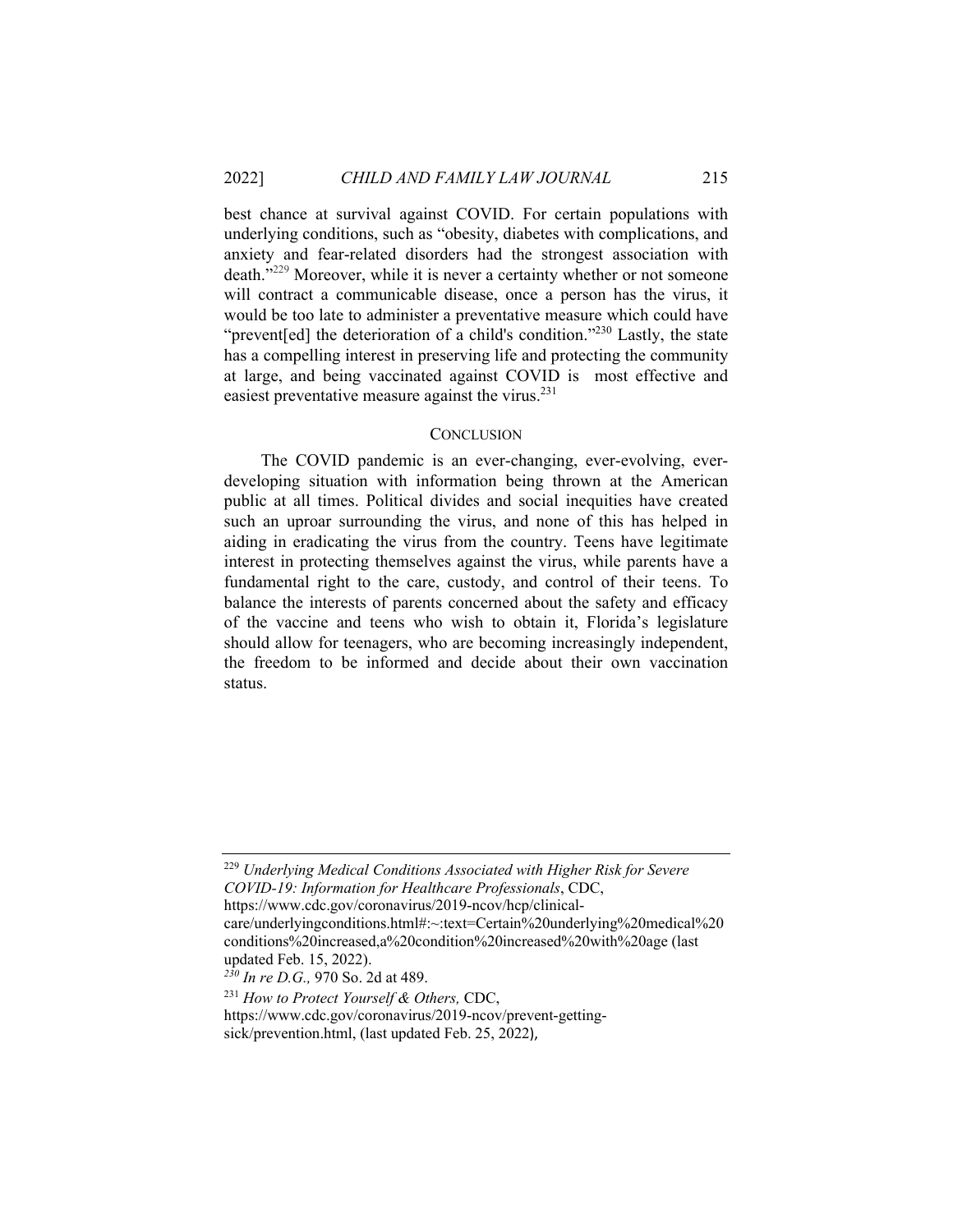best chance at survival against COVID. For certain populations with underlying conditions, such as "obesity, diabetes with complications, and anxiety and fear-related disorders had the strongest association with death."[229] Moreover, while it is never a certainty whether or not someone will contract a communicable disease, once a person has the virus, it would be too late to administer a preventative measure which could have "prevent[ed] the deterioration of a child's condition."[230] Lastly, the state has a compelling interest in preserving life and protecting the community at large, and being vaccinated against COVID is most effective and easiest preventative measure against the virus.[231]

## CONCLUSION

The COVID pandemic is an ever-changing, ever-evolving, ever-developing situation with information being thrown at the American public at all times. Political divides and social inequities have created such an uproar surrounding the virus, and none of this has helped in aiding in eradicating the virus from the country. Teens have legitimate interest in protecting themselves against the virus, while parents have a fundamental right to the care, custody, and control of their teens. To balance the interests of parents concerned about the safety and efficacy of the vaccine and teens who wish to obtain it, Florida's legislature should allow for teenagers, who are becoming increasingly independent, the freedom to be informed and decide about their own vaccination status.

---

[229] *Underlying Medical Conditions Associated with Higher Risk for Severe COVID-19: Information for Healthcare Professionals*, CDC, https://www.cdc.gov/coronavirus/2019-ncov/hcp/clinical-care/underlyingconditions.html#:~:text=Certain%20underlying%20medical%20conditions%20increased,a%20condition%20increased%20with%20age (last updated Feb. 15, 2022).

[230] *In re D.G.,* 970 So. 2d at 489.

[231] *How to Protect Yourself & Others,* CDC, https://www.cdc.gov/coronavirus/2019-ncov/prevent-getting-sick/prevention.html, (last updated Feb. 25, 2022),